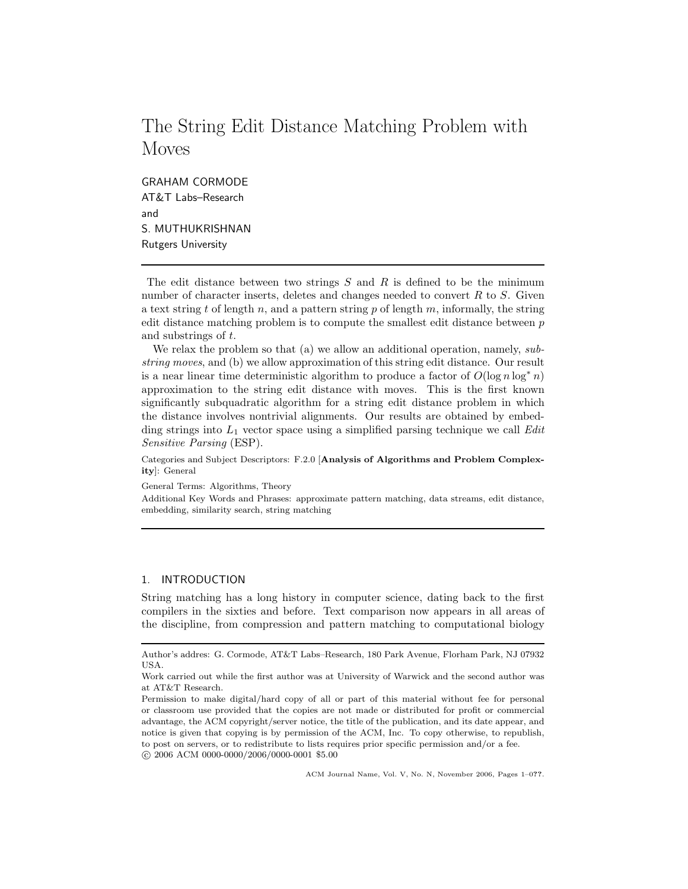# The String Edit Distance Matching Problem with Moves

GRAHAM CORMODE
AT&T Labs–Research
and
S. MUTHUKRISHNAN
Rutgers University

The edit distance between two strings $S$ and $R$ is defined to be the minimum number of character inserts, deletes and changes needed to convert $R$ to $S$. Given a text string $t$ of length $n$, and a pattern string $p$ of length $m$, informally, the string edit distance matching problem is to compute the smallest edit distance between $p$ and substrings of $t$.

We relax the problem so that (a) we allow an additional operation, namely, *substring moves*, and (b) we allow approximation of this string edit distance. Our result is a near linear time deterministic algorithm to produce a factor of $O(\log n \log^* n)$ approximation to the string edit distance with moves. This is the first known significantly subquadratic algorithm for a string edit distance problem in which the distance involves nontrivial alignments. Our results are obtained by embedding strings into $L_1$ vector space using a simplified parsing technique we call *Edit Sensitive Parsing* (ESP).

Categories and Subject Descriptors: F.2.0 [**Analysis of Algorithms and Problem Complexity**]: General

General Terms: Algorithms, Theory

Additional Key Words and Phrases: approximate pattern matching, data streams, edit distance, embedding, similarity search, string matching

## 1. INTRODUCTION

String matching has a long history in computer science, dating back to the first compilers in the sixties and before. Text comparison now appears in all areas of the discipline, from compression and pattern matching to computational biology

---

Author's addres: G. Cormode, AT&T Labs–Research, 180 Park Avenue, Florham Park, NJ 07932 USA.

Work carried out while the first author was at University of Warwick and the second author was at AT&T Research.

Permission to make digital/hard copy of all or part of this material without fee for personal or classroom use provided that the copies are not made or distributed for profit or commercial advantage, the ACM copyright/server notice, the title of the publication, and its date appear, and notice is given that copying is by permission of the ACM, Inc. To copy otherwise, to republish, to post on servers, or to redistribute to lists requires prior specific permission and/or a fee.
© 2006 ACM 0000-0000/2006/0000-0001 $5.00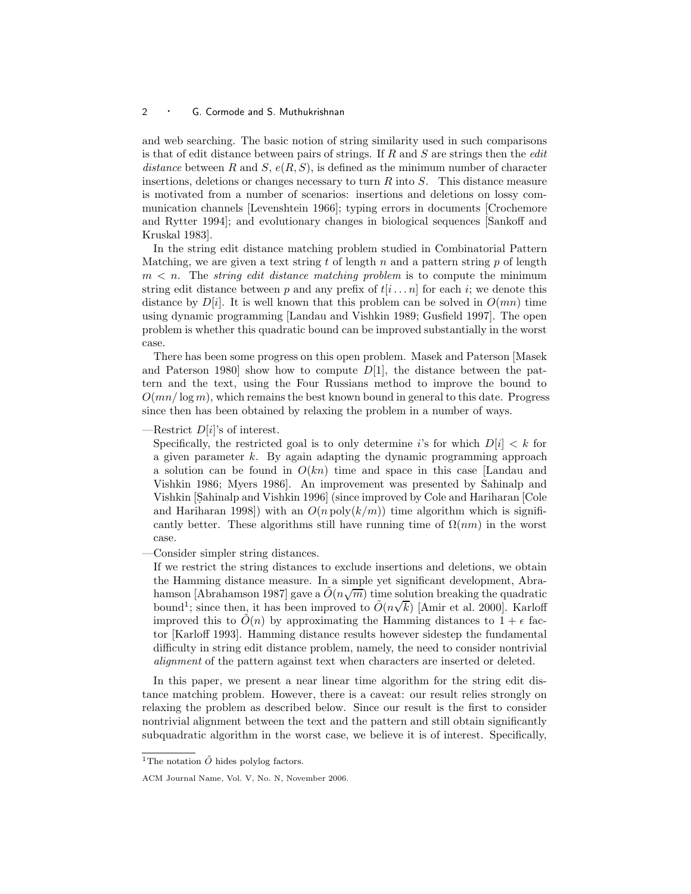and web searching. The basic notion of string similarity used in such comparisons is that of edit distance between pairs of strings. If $R$ and $S$ are strings then the *edit distance* between $R$ and $S$, $e(R, S)$, is defined as the minimum number of character insertions, deletions or changes necessary to turn $R$ into $S$. This distance measure is motivated from a number of scenarios: insertions and deletions on lossy communication channels [Levenshtein 1966]; typing errors in documents [Crochemore and Rytter 1994]; and evolutionary changes in biological sequences [Sankoff and Kruskal 1983].

In the string edit distance matching problem studied in Combinatorial Pattern Matching, we are given a text string $t$ of length $n$ and a pattern string $p$ of length $m < n$. The *string edit distance matching problem* is to compute the minimum string edit distance between $p$ and any prefix of $t[i \dots n]$ for each $i$; we denote this distance by $D[i]$. It is well known that this problem can be solved in $O(mn)$ time using dynamic programming [Landau and Vishkin 1989; Gusfield 1997]. The open problem is whether this quadratic bound can be improved substantially in the worst case.

There has been some progress on this open problem. Masek and Paterson [Masek and Paterson 1980] show how to compute $D[1]$, the distance between the pattern and the text, using the Four Russians method to improve the bound to $O(mn/\log m)$, which remains the best known bound in general to this date. Progress since then has been obtained by relaxing the problem in a number of ways.

—Restrict $D[i]$'s of interest.
Specifically, the restricted goal is to only determine $i$'s for which $D[i] < k$ for a given parameter $k$. By again adapting the dynamic programming approach a solution can be found in $O(kn)$ time and space in this case [Landau and Vishkin 1986; Myers 1986]. An improvement was presented by Sahinalp and Vishkin [Şahinalp and Vishkin 1996] (since improved by Cole and Hariharan [Cole and Hariharan 1998]) with an $O(n \operatorname{poly}(k/m))$ time algorithm which is significantly better. These algorithms still have running time of $\Omega(nm)$ in the worst case.

—Consider simpler string distances.
If we restrict the string distances to exclude insertions and deletions, we obtain the Hamming distance measure. In a simple yet significant development, Abrahamson [Abrahamson 1987] gave a $\tilde{O}(n\sqrt{m})$ time solution breaking the quadratic bound[1]; since then, it has been improved to $\tilde{O}(n\sqrt{k})$ [Amir et al. 2000]. Karloff improved this to $\tilde{O}(n)$ by approximating the Hamming distances to $1+\epsilon$ factor [Karloff 1993]. Hamming distance results however sidestep the fundamental difficulty in string edit distance problem, namely, the need to consider nontrivial *alignment* of the pattern against text when characters are inserted or deleted.

In this paper, we present a near linear time algorithm for the string edit distance matching problem. However, there is a caveat: our result relies strongly on relaxing the problem as described below. Since our result is the first to consider nontrivial alignment between the text and the pattern and still obtain significantly subquadratic algorithm in the worst case, we believe it is of interest. Specifically,

[1]The notation $\tilde{O}$ hides polylog factors.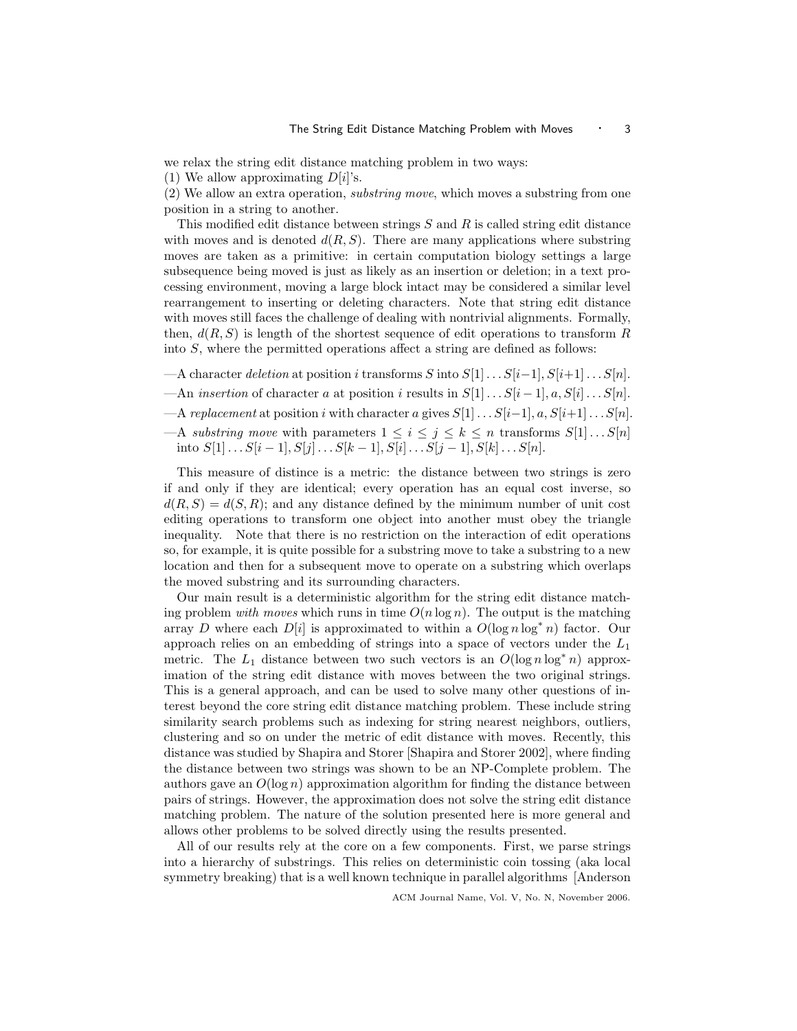we relax the string edit distance matching problem in two ways:
(1) We allow approximating $D[i]$'s.
(2) We allow an extra operation, *substring move*, which moves a substring from one position in a string to another.

This modified edit distance between strings $S$ and $R$ is called string edit distance with moves and is denoted $d(R, S)$. There are many applications where substring moves are taken as a primitive: in certain computation biology settings a large subsequence being moved is just as likely as an insertion or deletion; in a text processing environment, moving a large block intact may be considered a similar level rearrangement to inserting or deleting characters. Note that string edit distance with moves still faces the challenge of dealing with nontrivial alignments. Formally, then, $d(R, S)$ is length of the shortest sequence of edit operations to transform $R$ into $S$, where the permitted operations affect a string are defined as follows:

—A character *deletion* at position $i$ transforms $S$ into $S[1] \dots S[i-1], S[i+1] \dots S[n]$.

—An *insertion* of character $a$ at position $i$ results in $S[1] \dots S[i-1], a, S[i] \dots S[n]$.

—A *replacement* at position $i$ with character $a$ gives $S[1] \dots S[i-1], a, S[i+1] \dots S[n]$.

—A *substring move* with parameters $1 \le i \le j \le k \le n$ transforms $S[1] \dots S[n]$ into $S[1] \dots S[i-1], S[j] \dots S[k-1], S[i] \dots S[j-1], S[k] \dots S[n]$.

This measure of distince is a metric: the distance between two strings is zero if and only if they are identical; every operation has an equal cost inverse, so $d(R, S) = d(S, R)$; and any distance defined by the minimum number of unit cost editing operations to transform one object into another must obey the triangle inequality. Note that there is no restriction on the interaction of edit operations so, for example, it is quite possible for a substring move to take a substring to a new location and then for a subsequent move to operate on a substring which overlaps the moved substring and its surrounding characters.

Our main result is a deterministic algorithm for the string edit distance matching problem *with moves* which runs in time $O(n \log n)$. The output is the matching array $D$ where each $D[i]$ is approximated to within a $O(\log n \log^* n)$ factor. Our approach relies on an embedding of strings into a space of vectors under the $L_1$ metric. The $L_1$ distance between two such vectors is an $O(\log n \log^* n)$ approximation of the string edit distance with moves between the two original strings. This is a general approach, and can be used to solve many other questions of interest beyond the core string edit distance matching problem. These include string similarity search problems such as indexing for string nearest neighbors, outliers, clustering and so on under the metric of edit distance with moves. Recently, this distance was studied by Shapira and Storer [Shapira and Storer 2002], where finding the distance between two strings was shown to be an NP-Complete problem. The authors gave an $O(\log n)$ approximation algorithm for finding the distance between pairs of strings. However, the approximation does not solve the string edit distance matching problem. The nature of the solution presented here is more general and allows other problems to be solved directly using the results presented.

All of our results rely at the core on a few components. First, we parse strings into a hierarchy of substrings. This relies on deterministic coin tossing (aka local symmetry breaking) that is a well known technique in parallel algorithms [Anderson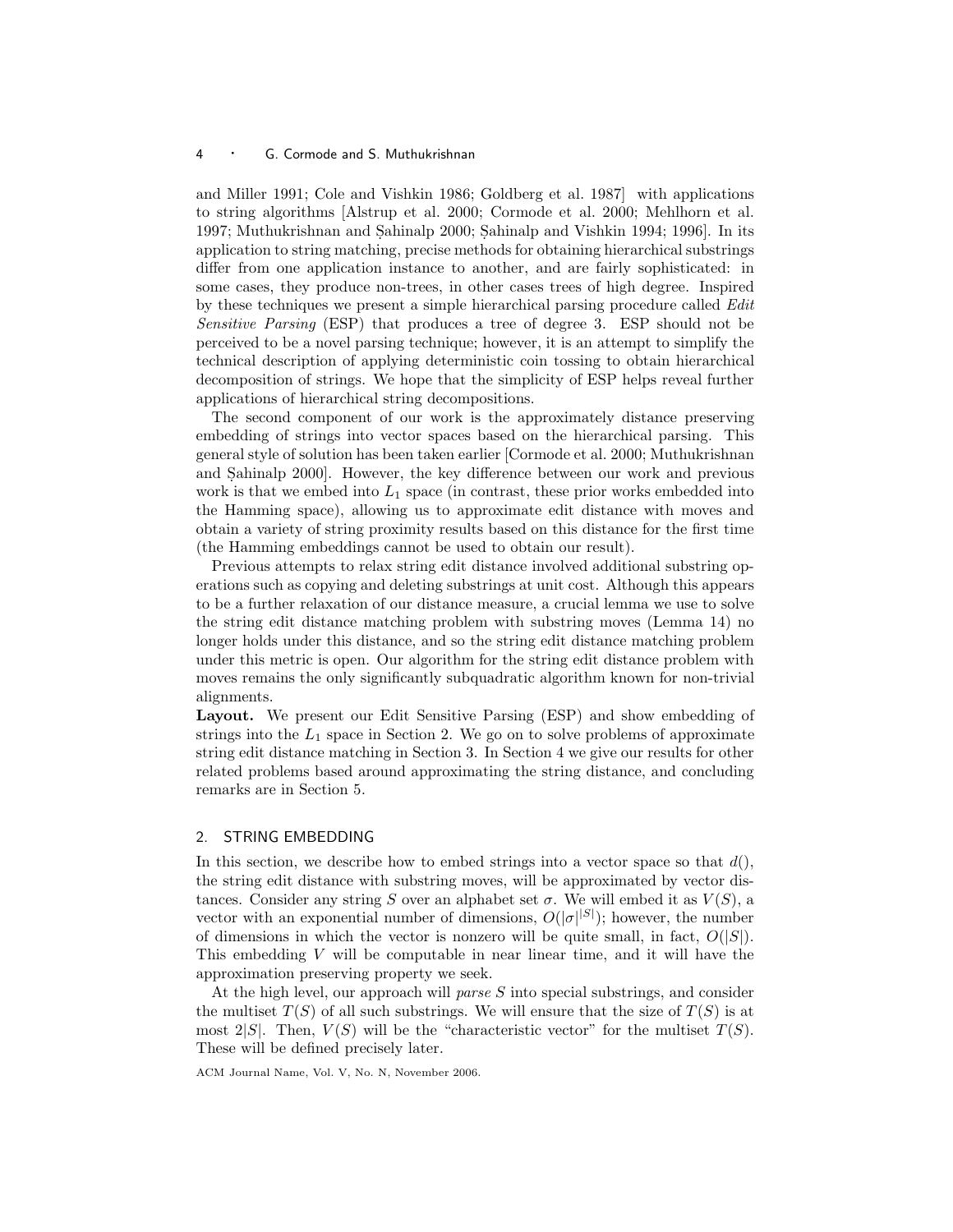and Miller 1991; Cole and Vishkin 1986; Goldberg et al. 1987] with applications to string algorithms [Alstrup et al. 2000; Cormode et al. 2000; Mehlhorn et al. 1997; Muthukrishnan and Şahinalp 2000; Şahinalp and Vishkin 1994; 1996]. In its application to string matching, precise methods for obtaining hierarchical substrings differ from one application instance to another, and are fairly sophisticated: in some cases, they produce non-trees, in other cases trees of high degree. Inspired by these techniques we present a simple hierarchical parsing procedure called *Edit Sensitive Parsing* (ESP) that produces a tree of degree 3. ESP should not be perceived to be a novel parsing technique; however, it is an attempt to simplify the technical description of applying deterministic coin tossing to obtain hierarchical decomposition of strings. We hope that the simplicity of ESP helps reveal further applications of hierarchical string decompositions.

The second component of our work is the approximately distance preserving embedding of strings into vector spaces based on the hierarchical parsing. This general style of solution has been taken earlier [Cormode et al. 2000; Muthukrishnan and Şahinalp 2000]. However, the key difference between our work and previous work is that we embed into $L_1$ space (in contrast, these prior works embedded into the Hamming space), allowing us to approximate edit distance with moves and obtain a variety of string proximity results based on this distance for the first time (the Hamming embeddings cannot be used to obtain our result).

Previous attempts to relax string edit distance involved additional substring operations such as copying and deleting substrings at unit cost. Although this appears to be a further relaxation of our distance measure, a crucial lemma we use to solve the string edit distance matching problem with substring moves (Lemma 14) no longer holds under this distance, and so the string edit distance matching problem under this metric is open. Our algorithm for the string edit distance problem with moves remains the only significantly subquadratic algorithm known for non-trivial alignments.

**Layout.** We present our Edit Sensitive Parsing (ESP) and show embedding of strings into the $L_1$ space in Section 2. We go on to solve problems of approximate string edit distance matching in Section 3. In Section 4 we give our results for other related problems based around approximating the string distance, and concluding remarks are in Section 5.

## 2. STRING EMBEDDING

In this section, we describe how to embed strings into a vector space so that $d()$, the string edit distance with substring moves, will be approximated by vector distances. Consider any string $S$ over an alphabet set $\sigma$. We will embed it as $V(S)$, a vector with an exponential number of dimensions, $O(|\sigma|^{|S|})$; however, the number of dimensions in which the vector is nonzero will be quite small, in fact, $O(|S|)$. This embedding $V$ will be computable in near linear time, and it will have the approximation preserving property we seek.

At the high level, our approach will *parse* $S$ into special substrings, and consider the multiset $T(S)$ of all such substrings. We will ensure that the size of $T(S)$ is at most $2|S|$. Then, $V(S)$ will be the "characteristic vector" for the multiset $T(S)$. These will be defined precisely later.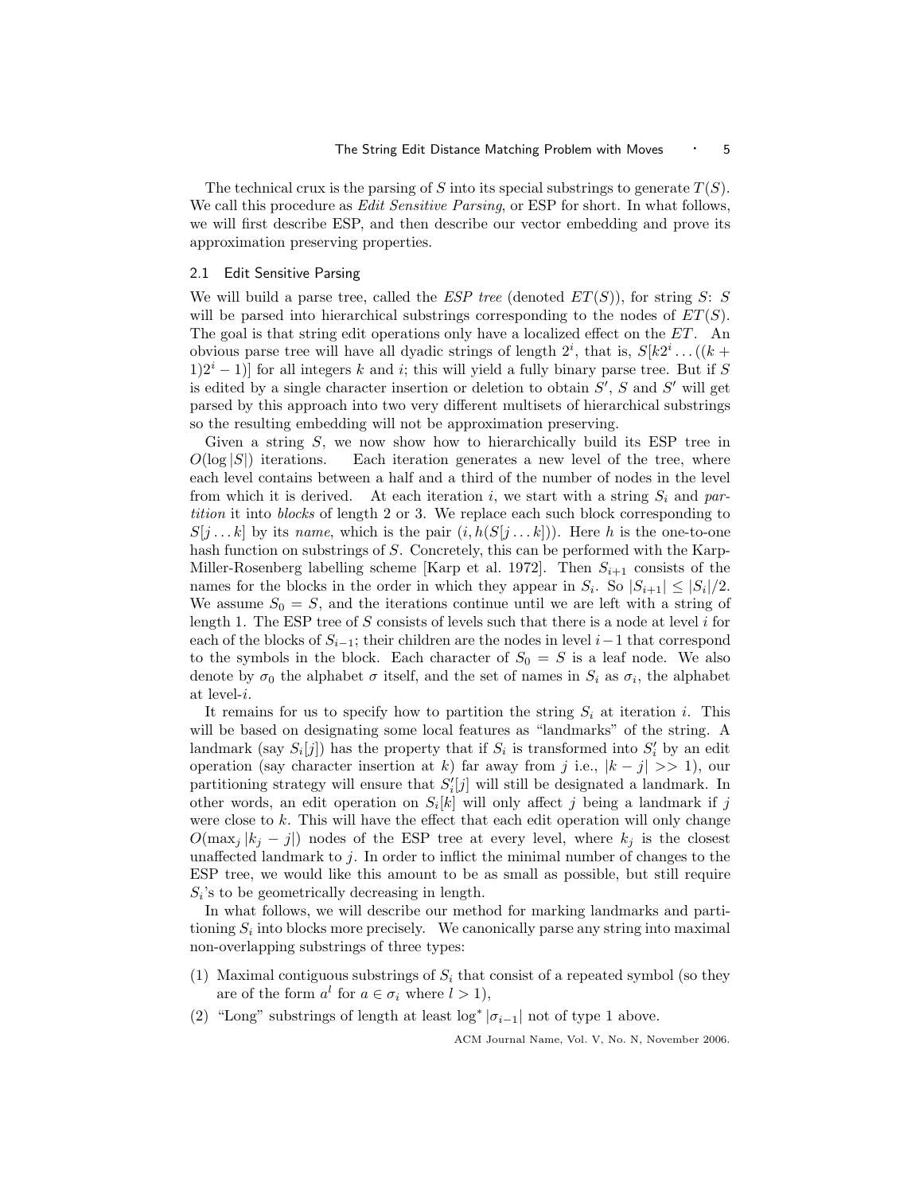The technical crux is the parsing of $S$ into its special substrings to generate $T(S)$. We call this procedure as *Edit Sensitive Parsing*, or ESP for short. In what follows, we will first describe ESP, and then describe our vector embedding and prove its approximation preserving properties.

### 2.1 Edit Sensitive Parsing

We will build a parse tree, called the *ESP tree* (denoted $ET(S)$), for string $S$: $S$ will be parsed into hierarchical substrings corresponding to the nodes of $ET(S)$. The goal is that string edit operations only have a localized effect on the $ET$. An obvious parse tree will have all dyadic strings of length $2^i$, that is, $S[k2^i \ldots ((k+1)2^i - 1)]$ for all integers $k$ and $i$; this will yield a fully binary parse tree. But if $S$ is edited by a single character insertion or deletion to obtain $S'$, $S$ and $S'$ will get parsed by this approach into two very different multisets of hierarchical substrings so the resulting embedding will not be approximation preserving.

Given a string $S$, we now show how to hierarchically build its ESP tree in $O(\log |S|)$ iterations. Each iteration generates a new level of the tree, where each level contains between a half and a third of the number of nodes in the level from which it is derived. At each iteration $i$, we start with a string $S_i$ and *partition* it into *blocks* of length 2 or 3. We replace each such block corresponding to $S[j \ldots k]$ by its *name*, which is the pair $(i, h(S[j \ldots k]))$. Here $h$ is the one-to-one hash function on substrings of $S$. Concretely, this can be performed with the Karp-Miller-Rosenberg labelling scheme [Karp et al. 1972]. Then $S_{i+1}$ consists of the names for the blocks in the order in which they appear in $S_i$. So $|S_{i+1}| \leq |S_i|/2$. We assume $S_0 = S$, and the iterations continue until we are left with a string of length 1. The ESP tree of $S$ consists of levels such that there is a node at level $i$ for each of the blocks of $S_{i-1}$; their children are the nodes in level $i-1$ that correspond to the symbols in the block. Each character of $S_0 = S$ is a leaf node. We also denote by $\sigma_0$ the alphabet $\sigma$ itself, and the set of names in $S_i$ as $\sigma_i$, the alphabet at level-$i$.

It remains for us to specify how to partition the string $S_i$ at iteration $i$. This will be based on designating some local features as "landmarks" of the string. A landmark (say $S_i[j]$) has the property that if $S_i$ is transformed into $S_i'$ by an edit operation (say character insertion at $k$) far away from $j$ i.e., $|k - j| >> 1$), our partitioning strategy will ensure that $S_i'[j]$ will still be designated a landmark. In other words, an edit operation on $S_i[k]$ will only affect $j$ being a landmark if $j$ were close to $k$. This will have the effect that each edit operation will only change $O(\max_j |k_j - j|)$ nodes of the ESP tree at every level, where $k_j$ is the closest unaffected landmark to $j$. In order to inflict the minimal number of changes to the ESP tree, we would like this amount to be as small as possible, but still require $S_i$'s to be geometrically decreasing in length.

In what follows, we will describe our method for marking landmarks and partitioning $S_i$ into blocks more precisely. We canonically parse any string into maximal non-overlapping substrings of three types:

(1) Maximal contiguous substrings of $S_i$ that consist of a repeated symbol (so they are of the form $a^l$ for $a \in \sigma_i$ where $l > 1$),

(2) "Long" substrings of length at least $\log^* |\sigma_{i-1}|$ not of type 1 above.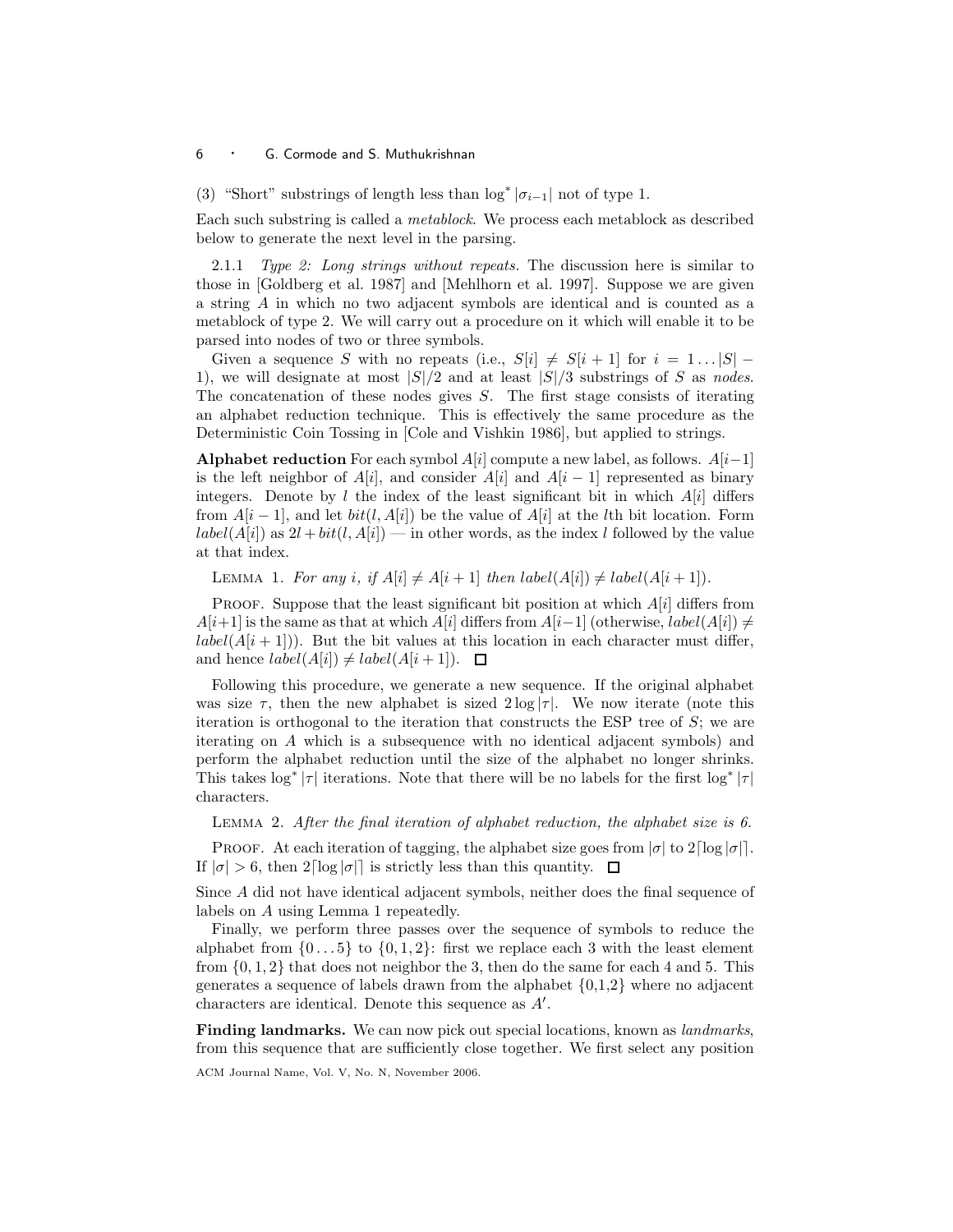(3) “Short” substrings of length less than $\log^* |\sigma_{i-1}|$ not of type 1.

Each such substring is called a *metablock*. We process each metablock as described below to generate the next level in the parsing.

2.1.1 *Type 2: Long strings without repeats.* The discussion here is similar to those in [Goldberg et al. 1987] and [Mehlhorn et al. 1997]. Suppose we are given a string $A$ in which no two adjacent symbols are identical and is counted as a metablock of type 2. We will carry out a procedure on it which will enable it to be parsed into nodes of two or three symbols.

Given a sequence $S$ with no repeats (i.e., $S[i] \neq S[i+1]$ for $i = 1 \ldots |S| - 1$), we will designate at most $|S|/2$ and at least $|S|/3$ substrings of $S$ as *nodes*. The concatenation of these nodes gives $S$. The first stage consists of iterating an alphabet reduction technique. This is effectively the same procedure as the Deterministic Coin Tossing in [Cole and Vishkin 1986], but applied to strings.

**Alphabet reduction** For each symbol $A[i]$ compute a new label, as follows. $A[i-1]$ is the left neighbor of $A[i]$, and consider $A[i]$ and $A[i-1]$ represented as binary integers. Denote by $l$ the index of the least significant bit in which $A[i]$ differs from $A[i-1]$, and let $bit(l, A[i])$ be the value of $A[i]$ at the $l$th bit location. Form $label(A[i])$ as $2l + bit(l, A[i])$ — in other words, as the index $l$ followed by the value at that index.

Lemma 1. *For any $i$, if $A[i] \neq A[i+1]$ then $label(A[i]) \neq label(A[i+1])$.*

Proof. Suppose that the least significant bit position at which $A[i]$ differs from $A[i+1]$ is the same as that at which $A[i]$ differs from $A[i-1]$ (otherwise, $label(A[i]) \neq label(A[i+1])$). But the bit values at this location in each character must differ, and hence $label(A[i]) \neq label(A[i+1])$. □

Following this procedure, we generate a new sequence. If the original alphabet was size $\tau$, then the new alphabet is sized $2 \log |\tau|$. We now iterate (note this iteration is orthogonal to the iteration that constructs the ESP tree of $S$; we are iterating on $A$ which is a subsequence with no identical adjacent symbols) and perform the alphabet reduction until the size of the alphabet no longer shrinks. This takes $\log^* |\tau|$ iterations. Note that there will be no labels for the first $\log^* |\tau|$ characters.

Lemma 2. *After the final iteration of alphabet reduction, the alphabet size is 6.*

Proof. At each iteration of tagging, the alphabet size goes from $|\sigma|$ to $2\lceil \log |\sigma| \rceil$. If $|\sigma| > 6$, then $2\lceil \log |\sigma| \rceil$ is strictly less than this quantity. □

Since $A$ did not have identical adjacent symbols, neither does the final sequence of labels on $A$ using Lemma 1 repeatedly.

Finally, we perform three passes over the sequence of symbols to reduce the alphabet from $\{0 \ldots 5\}$ to $\{0, 1, 2\}$: first we replace each 3 with the least element from $\{0, 1, 2\}$ that does not neighbor the 3, then do the same for each 4 and 5. This generates a sequence of labels drawn from the alphabet $\{0,1,2\}$ where no adjacent characters are identical. Denote this sequence as $A'$.

**Finding landmarks.** We can now pick out special locations, known as *landmarks*, from this sequence that are sufficiently close together. We first select any position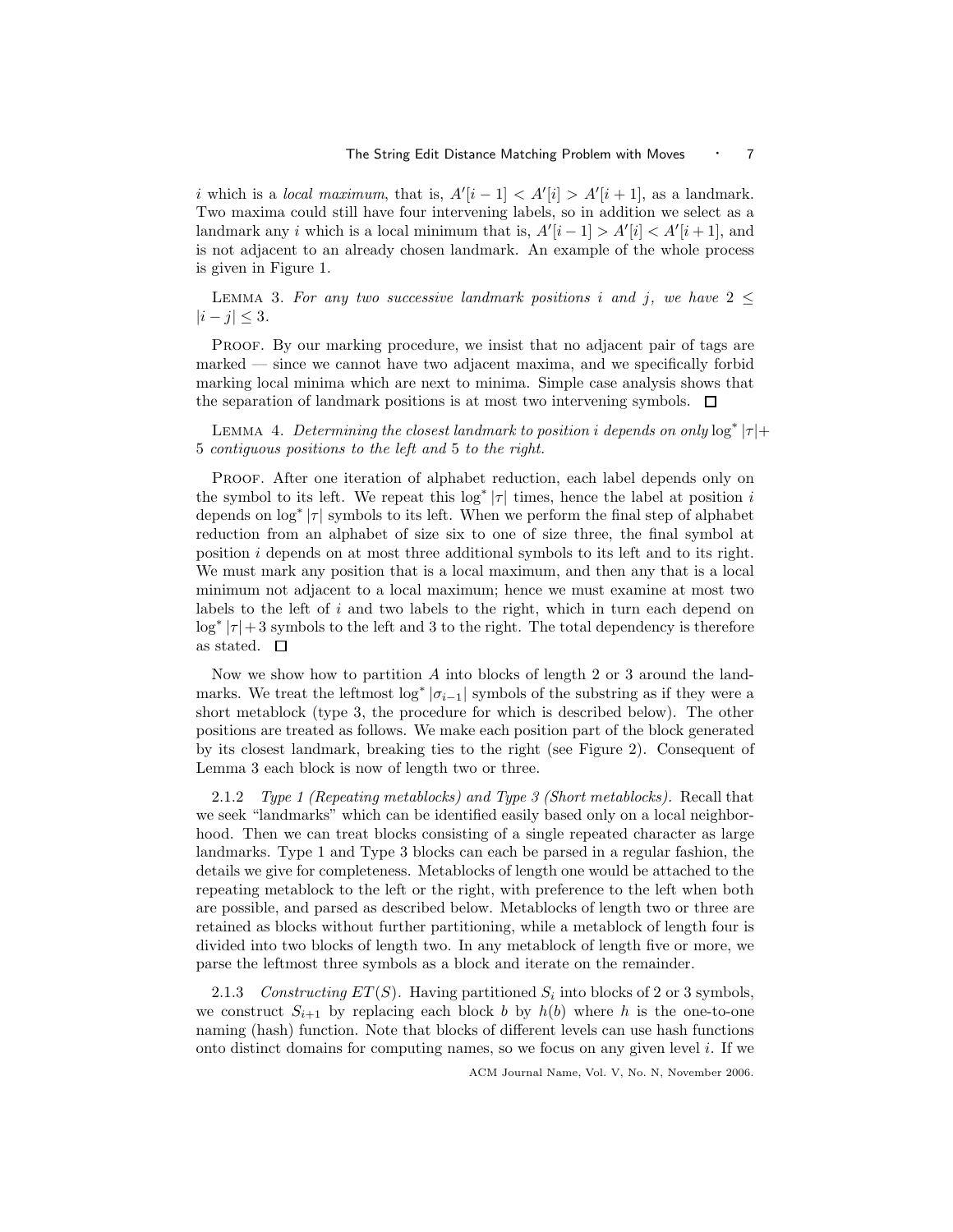$i$ which is a *local maximum*, that is, $A'[i-1] < A'[i] > A'[i+1]$, as a landmark. Two maxima could still have four intervening labels, so in addition we select as a landmark any $i$ which is a local minimum that is, $A'[i-1] > A'[i] < A'[i+1]$, and is not adjacent to an already chosen landmark. An example of the whole process is given in Figure 1.

LEMMA 3. *For any two successive landmark positions $i$ and $j$, we have $2 \leq |i-j| \leq 3$.*

PROOF. By our marking procedure, we insist that no adjacent pair of tags are marked — since we cannot have two adjacent maxima, and we specifically forbid marking local minima which are next to minima. Simple case analysis shows that the separation of landmark positions is at most two intervening symbols. □

LEMMA 4. *Determining the closest landmark to position $i$ depends on only $\log^* |\tau| + 5$ contiguous positions to the left and 5 to the right.*

PROOF. After one iteration of alphabet reduction, each label depends only on the symbol to its left. We repeat this $\log^* |\tau|$ times, hence the label at position $i$ depends on $\log^* |\tau|$ symbols to its left. When we perform the final step of alphabet reduction from an alphabet of size six to one of size three, the final symbol at position $i$ depends on at most three additional symbols to its left and to its right. We must mark any position that is a local maximum, and then any that is a local minimum not adjacent to a local maximum; hence we must examine at most two labels to the left of $i$ and two labels to the right, which in turn each depend on $\log^* |\tau| + 3$ symbols to the left and 3 to the right. The total dependency is therefore as stated. □

Now we show how to partition $A$ into blocks of length 2 or 3 around the landmarks. We treat the leftmost $\log^* |\sigma_{i-1}|$ symbols of the substring as if they were a short metablock (type 3, the procedure for which is described below). The other positions are treated as follows. We make each position part of the block generated by its closest landmark, breaking ties to the right (see Figure 2). Consequent of Lemma 3 each block is now of length two or three.

2.1.2 *Type 1 (Repeating metablocks) and Type 3 (Short metablocks).* Recall that we seek "landmarks" which can be identified easily based only on a local neighborhood. Then we can treat blocks consisting of a single repeated character as large landmarks. Type 1 and Type 3 blocks can each be parsed in a regular fashion, the details we give for completeness. Metablocks of length one would be attached to the repeating metablock to the left or the right, with preference to the left when both are possible, and parsed as described below. Metablocks of length two or three are retained as blocks without further partitioning, while a metablock of length four is divided into two blocks of length two. In any metablock of length five or more, we parse the leftmost three symbols as a block and iterate on the remainder.

2.1.3 *Constructing $ET(S)$.* Having partitioned $S_i$ into blocks of 2 or 3 symbols, we construct $S_{i+1}$ by replacing each block $b$ by $h(b)$ where $h$ is the one-to-one naming (hash) function. Note that blocks of different levels can use hash functions onto distinct domains for computing names, so we focus on any given level $i$. If we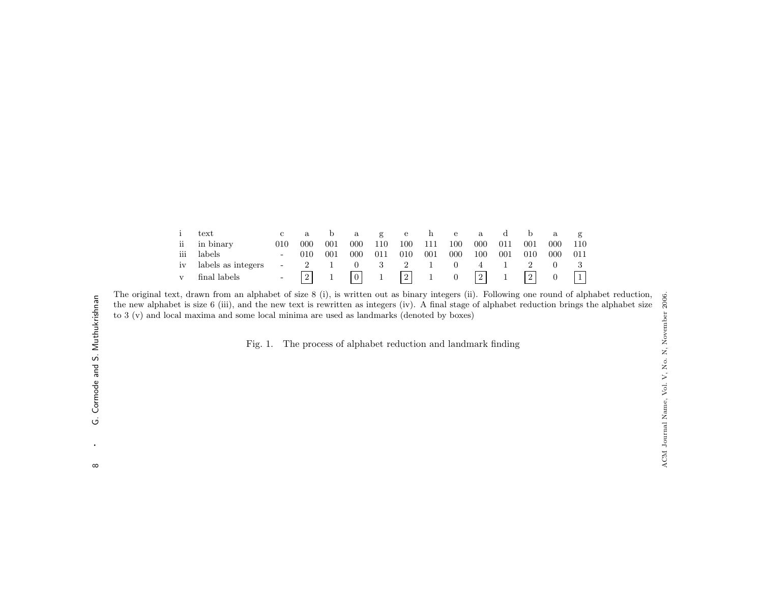| | | | | | | | | | | | | | | |
|---|---|---|---|---|---|---|---|---|---|---|---|---|---|---|
| i | text | c | a | b | a | g | e | h | e | a | d | b | a | g |
| ii | in binary | 010 | 000 | 001 | 000 | 110 | 100 | 111 | 100 | 000 | 011 | 001 | 000 | 110 |
| iii | labels | - | 010 | 001 | 000 | 011 | 010 | 001 | 000 | 100 | 001 | 010 | 000 | 011 |
| iv | labels as integers | - | 2 | 1 | 0 | 3 | 2 | 1 | 0 | 4 | 1 | 2 | 0 | 3 |
| v | final labels | - | [2] | 1 | [0] | 1 | [2] | 1 | 0 | [2] | 1 | [2] | 0 | [1] |

The original text, drawn from an alphabet of size 8 (i), is written out as binary integers (ii). Following one round of alphabet reduction, the new alphabet is size 6 (iii), and the new text is rewritten as integers (iv). A final stage of alphabet reduction brings the alphabet size to 3 (v) and local maxima and some local minima are used as landmarks (denoted by boxes)

Fig. 1. The process of alphabet reduction and landmark finding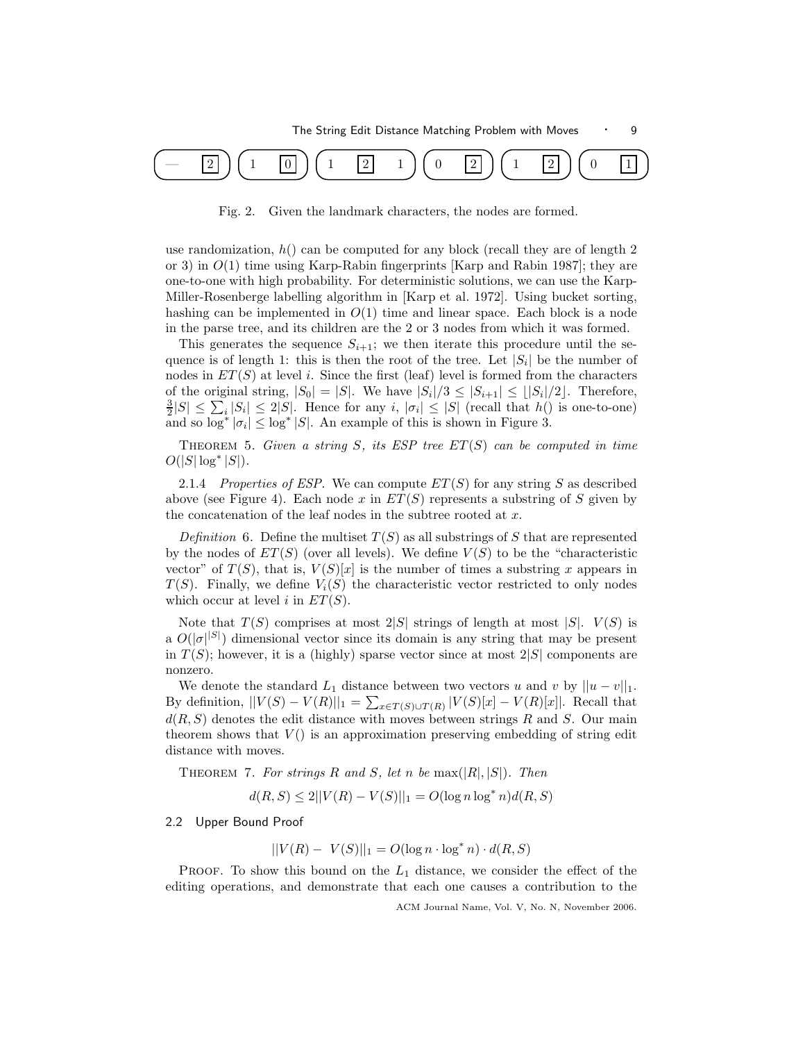— [2] | 1 [0] | 1 [2] 1 | 0 [2] | 1 [2] | 0 [1]

Fig. 2. Given the landmark characters, the nodes are formed.

use randomization, $h()$ can be computed for any block (recall they are of length 2 or 3) in $O(1)$ time using Karp-Rabin fingerprints [Karp and Rabin 1987]; they are one-to-one with high probability. For deterministic solutions, we can use the Karp-Miller-Rosenberge labelling algorithm in [Karp et al. 1972]. Using bucket sorting, hashing can be implemented in $O(1)$ time and linear space. Each block is a node in the parse tree, and its children are the 2 or 3 nodes from which it was formed.

This generates the sequence $S_{i+1}$; we then iterate this procedure until the sequence is of length 1: this is then the root of the tree. Let $|S_i|$ be the number of nodes in $ET(S)$ at level $i$. Since the first (leaf) level is formed from the characters of the original string, $|S_0| = |S|$. We have $|S_i|/3 \leq |S_{i+1}| \leq \lfloor |S_i|/2 \rfloor$. Therefore, $\frac{3}{2}|S| \leq \sum_i |S_i| \leq 2|S|$. Hence for any $i$, $|\sigma_i| \leq |S|$ (recall that $h()$ is one-to-one) and so $\log^* |\sigma_i| \leq \log^* |S|$. An example of this is shown in Figure 3.

Theorem 5. *Given a string $S$, its ESP tree $ET(S)$ can be computed in time $O(|S| \log^* |S|)$.*

2.1.4 *Properties of ESP.* We can compute $ET(S)$ for any string $S$ as described above (see Figure 4). Each node $x$ in $ET(S)$ represents a substring of $S$ given by the concatenation of the leaf nodes in the subtree rooted at $x$.

*Definition* 6. Define the multiset $T(S)$ as all substrings of $S$ that are represented by the nodes of $ET(S)$ (over all levels). We define $V(S)$ to be the "characteristic vector" of $T(S)$, that is, $V(S)[x]$ is the number of times a substring $x$ appears in $T(S)$. Finally, we define $V_i(S)$ the characteristic vector restricted to only nodes which occur at level $i$ in $ET(S)$.

Note that $T(S)$ comprises at most $2|S|$ strings of length at most $|S|$. $V(S)$ is a $O(|\sigma|^{|S|})$ dimensional vector since its domain is any string that may be present in $T(S)$; however, it is a (highly) sparse vector since at most $2|S|$ components are nonzero.

We denote the standard $L_1$ distance between two vectors $u$ and $v$ by $||u - v||_1$. By definition, $||V(S) - V(R)||_1 = \sum_{x \in T(S) \cup T(R)} |V(S)[x] - V(R)[x]|$. Recall that $d(R, S)$ denotes the edit distance with moves between strings $R$ and $S$. Our main theorem shows that $V()$ is an approximation preserving embedding of string edit distance with moves.

Theorem 7. *For strings $R$ and $S$, let $n$ be $\max(|R|, |S|)$. Then*

$$d(R, S) \leq 2||V(R) - V(S)||_1 = O(\log n \log^* n) d(R, S)$$

### 2.2 Upper Bound Proof

$$||V(R) - V(S)||_1 = O(\log n \cdot \log^* n) \cdot d(R, S)$$

Proof. To show this bound on the $L_1$ distance, we consider the effect of the editing operations, and demonstrate that each one causes a contribution to the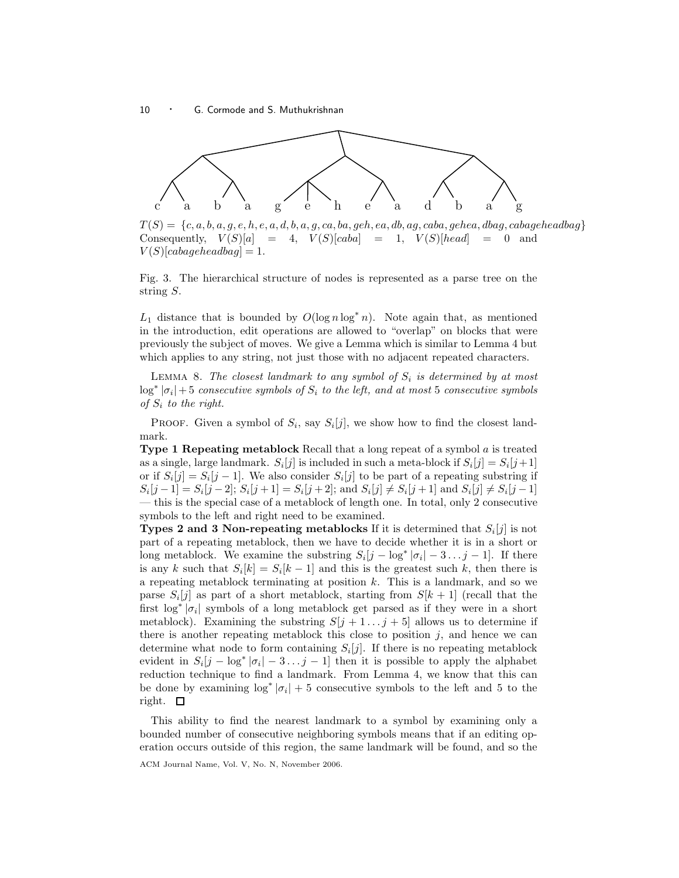c a b a g e h e a d b a g

$T(S) = \{c, a, b, a, g, e, h, e, a, d, b, a, g, ca, ba, geh, ea, db, ag, caba, gehea, dbag, cabageheadbag\}$
Consequently, $V(S)[a] = 4$, $V(S)[caba] = 1$, $V(S)[head] = 0$ and $V(S)[cabageheadbag] = 1$.

Fig. 3. The hierarchical structure of nodes is represented as a parse tree on the string $S$.

$L_1$ distance that is bounded by $O(\log n \log^* n)$. Note again that, as mentioned in the introduction, edit operations are allowed to "overlap" on blocks that were previously the subject of moves. We give a Lemma which is similar to Lemma 4 but which applies to any string, not just those with no adjacent repeated characters.

Lemma 8. *The closest landmark to any symbol of $S_i$ is determined by at most $\log^* |\sigma_i| + 5$ consecutive symbols of $S_i$ to the left, and at most 5 consecutive symbols of $S_i$ to the right.*

Proof. Given a symbol of $S_i$, say $S_i[j]$, we show how to find the closest landmark.

**Type 1 Repeating metablock** Recall that a long repeat of a symbol $a$ is treated as a single, large landmark. $S_i[j]$ is included in such a meta-block if $S_i[j] = S_i[j+1]$ or if $S_i[j] = S_i[j-1]$. We also consider $S_i[j]$ to be part of a repeating substring if $S_i[j-1] = S_i[j-2]$; $S_i[j+1] = S_i[j+2]$; and $S_i[j] \neq S_i[j+1]$ and $S_i[j] \neq S_i[j-1]$ — this is the special case of a metablock of length one. In total, only 2 consecutive symbols to the left and right need to be examined.

**Types 2 and 3 Non-repeating metablocks** If it is determined that $S_i[j]$ is not part of a repeating metablock, then we have to decide whether it is in a short or long metablock. We examine the substring $S_i[j - \log^* |\sigma_i| - 3 \ldots j-1]$. If there is any $k$ such that $S_i[k] = S_i[k-1]$ and this is the greatest such $k$, then there is a repeating metablock terminating at position $k$. This is a landmark, and so we parse $S_i[j]$ as part of a short metablock, starting from $S[k+1]$ (recall that the first $\log^* |\sigma_i|$ symbols of a long metablock get parsed as if they were in a short metablock). Examining the substring $S[j+1 \ldots j+5]$ allows us to determine if there is another repeating metablock this close to position $j$, and hence we can determine what node to form containing $S_i[j]$. If there is no repeating metablock evident in $S_i[j - \log^* |\sigma_i| - 3 \ldots j-1]$ then it is possible to apply the alphabet reduction technique to find a landmark. From Lemma 4, we know that this can be done by examining $\log^* |\sigma_i| + 5$ consecutive symbols to the left and 5 to the right. □

This ability to find the nearest landmark to a symbol by examining only a bounded number of consecutive neighboring symbols means that if an editing operation occurs outside of this region, the same landmark will be found, and so the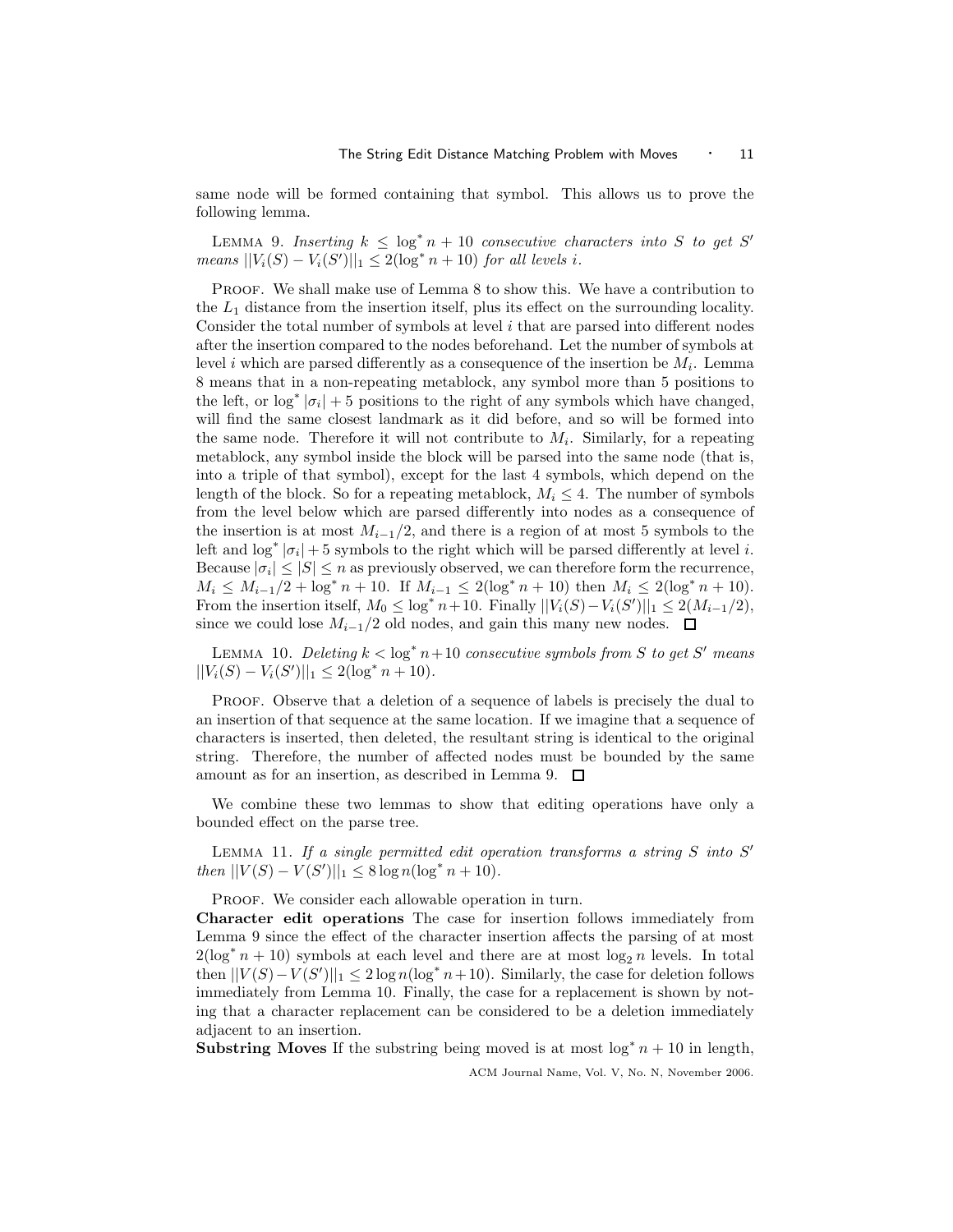same node will be formed containing that symbol. This allows us to prove the following lemma.

LEMMA 9. *Inserting $k \leq \log^* n + 10$ consecutive characters into $S$ to get $S'$ means $||V_i(S) - V_i(S')||_1 \leq 2(\log^* n + 10)$ for all levels $i$.*

PROOF. We shall make use of Lemma 8 to show this. We have a contribution to the $L_1$ distance from the insertion itself, plus its effect on the surrounding locality. Consider the total number of symbols at level $i$ that are parsed into different nodes after the insertion compared to the nodes beforehand. Let the number of symbols at level $i$ which are parsed differently as a consequence of the insertion be $M_i$. Lemma 8 means that in a non-repeating metablock, any symbol more than 5 positions to the left, or $\log^* |\sigma_i| + 5$ positions to the right of any symbols which have changed, will find the same closest landmark as it did before, and so will be formed into the same node. Therefore it will not contribute to $M_i$. Similarly, for a repeating metablock, any symbol inside the block will be parsed into the same node (that is, into a triple of that symbol), except for the last 4 symbols, which depend on the length of the block. So for a repeating metablock, $M_i \leq 4$. The number of symbols from the level below which are parsed differently into nodes as a consequence of the insertion is at most $M_{i-1}/2$, and there is a region of at most 5 symbols to the left and $\log^* |\sigma_i| + 5$ symbols to the right which will be parsed differently at level $i$. Because $|\sigma_i| \leq |S| \leq n$ as previously observed, we can therefore form the recurrence, $M_i \leq M_{i-1}/2 + \log^* n + 10$. If $M_{i-1} \leq 2(\log^* n + 10)$ then $M_i \leq 2(\log^* n + 10)$. From the insertion itself, $M_0 \leq \log^* n + 10$. Finally $||V_i(S) - V_i(S')||_1 \leq 2(M_{i-1}/2)$, since we could lose $M_{i-1}/2$ old nodes, and gain this many new nodes. □

LEMMA 10. *Deleting $k < \log^* n + 10$ consecutive symbols from $S$ to get $S'$ means $||V_i(S) - V_i(S')||_1 \leq 2(\log^* n + 10)$.*

PROOF. Observe that a deletion of a sequence of labels is precisely the dual to an insertion of that sequence at the same location. If we imagine that a sequence of characters is inserted, then deleted, the resultant string is identical to the original string. Therefore, the number of affected nodes must be bounded by the same amount as for an insertion, as described in Lemma 9. □

We combine these two lemmas to show that editing operations have only a bounded effect on the parse tree.

LEMMA 11. *If a single permitted edit operation transforms a string $S$ into $S'$ then $||V(S) - V(S')||_1 \leq 8 \log n(\log^* n + 10)$.*

PROOF. We consider each allowable operation in turn.

**Character edit operations** The case for insertion follows immediately from Lemma 9 since the effect of the character insertion affects the parsing of at most $2(\log^* n + 10)$ symbols at each level and there are at most $\log_2 n$ levels. In total then $||V(S) - V(S')||_1 \leq 2 \log n(\log^* n + 10)$. Similarly, the case for deletion follows immediately from Lemma 10. Finally, the case for a replacement is shown by noting that a character replacement can be considered to be a deletion immediately adjacent to an insertion.

**Substring Moves** If the substring being moved is at most $\log^* n + 10$ in length,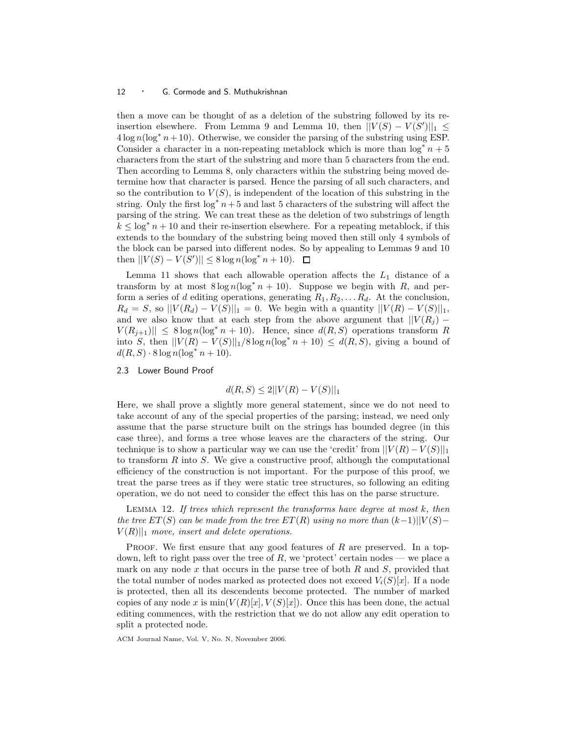then a move can be thought of as a deletion of the substring followed by its re-insertion elsewhere. From Lemma 9 and Lemma 10, then $||V(S) - V(S')||_1 \leq 4 \log n(\log^* n + 10)$. Otherwise, we consider the parsing of the substring using ESP. Consider a character in a non-repeating metablock which is more than $\log^* n + 5$ characters from the start of the substring and more than 5 characters from the end. Then according to Lemma 8, only characters within the substring being moved determine how that character is parsed. Hence the parsing of all such characters, and so the contribution to $V(S)$, is independent of the location of this substring in the string. Only the first $\log^* n + 5$ and last 5 characters of the substring will affect the parsing of the string. We can treat these as the deletion of two substrings of length $k \leq \log^* n + 10$ and their re-insertion elsewhere. For a repeating metablock, if this extends to the boundary of the substring being moved then still only 4 symbols of the block can be parsed into different nodes. So by appealing to Lemmas 9 and 10 then $||V(S) - V(S')|| \leq 8 \log n(\log^* n + 10)$. □

Lemma 11 shows that each allowable operation affects the $L_1$ distance of a transform by at most $8 \log n(\log^* n + 10)$. Suppose we begin with $R$, and perform a series of $d$ editing operations, generating $R_1, R_2, \ldots R_d$. At the conclusion, $R_d = S$, so $||V(R_d) - V(S)||_1 = 0$. We begin with a quantity $||V(R) - V(S)||_1$, and we also know that at each step from the above argument that $||V(R_j) - V(R_{j+1})|| \leq 8 \log n(\log^* n + 10)$. Hence, since $d(R, S)$ operations transform $R$ into $S$, then $||V(R) - V(S)||_1 / 8 \log n(\log^* n + 10) \leq d(R, S)$, giving a bound of $d(R, S) \cdot 8 \log n(\log^* n + 10)$.

### 2.3 Lower Bound Proof

$$d(R, S) \leq 2||V(R) - V(S)||_1$$

Here, we shall prove a slightly more general statement, since we do not need to take account of any of the special properties of the parsing; instead, we need only assume that the parse structure built on the strings has bounded degree (in this case three), and forms a tree whose leaves are the characters of the string. Our technique is to show a particular way we can use the 'credit' from $||V(R) - V(S)||_1$ to transform $R$ into $S$. We give a constructive proof, although the computational efficiency of the construction is not important. For the purpose of this proof, we treat the parse trees as if they were static tree structures, so following an editing operation, we do not need to consider the effect this has on the parse structure.

Lemma 12. *If trees which represent the transforms have degree at most $k$, then the tree $ET(S)$ can be made from the tree $ET(R)$ using no more than $(k-1)||V(S) - V(R)||_1$ move, insert and delete operations.*

Proof. We first ensure that any good features of $R$ are preserved. In a top-down, left to right pass over the tree of $R$, we 'protect' certain nodes — we place a mark on any node $x$ that occurs in the parse tree of both $R$ and $S$, provided that the total number of nodes marked as protected does not exceed $V_i(S)[x]$. If a node is protected, then all its descendents become protected. The number of marked copies of any node $x$ is $\min(V(R)[x], V(S)[x])$. Once this has been done, the actual editing commences, with the restriction that we do not allow any edit operation to split a protected node.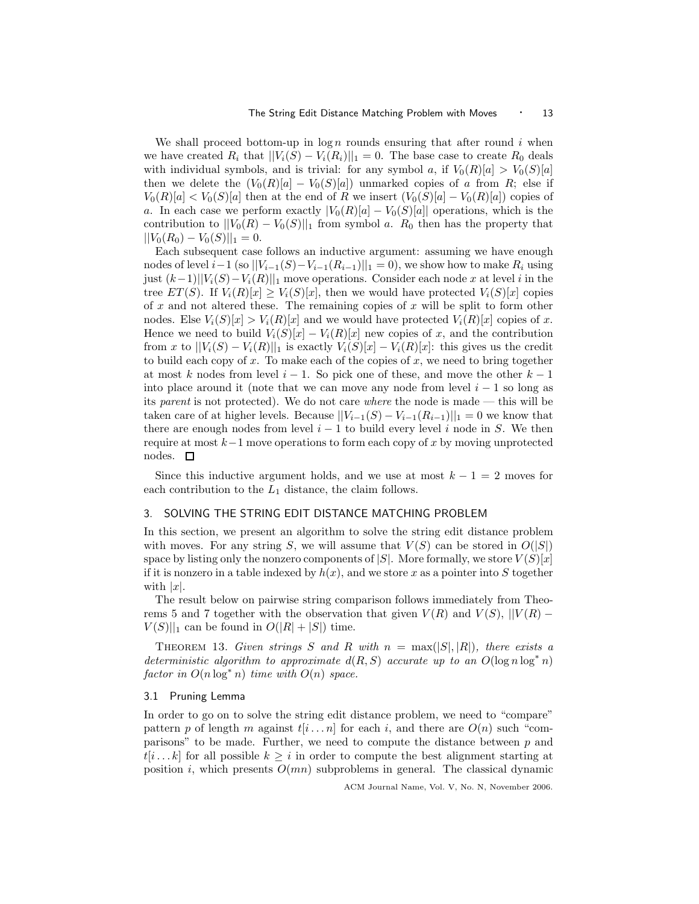We shall proceed bottom-up in $\log n$ rounds ensuring that after round $i$ when we have created $R_i$ that $||V_i(S) - V_i(R_i)||_1 = 0$. The base case to create $R_0$ deals with individual symbols, and is trivial: for any symbol $a$, if $V_0(R)[a] > V_0(S)[a]$ then we delete the $(V_0(R)[a] - V_0(S)[a])$ unmarked copies of $a$ from $R$; else if $V_0(R)[a] < V_0(S)[a]$ then at the end of $R$ we insert $(V_0(S)[a] - V_0(R)[a])$ copies of $a$. In each case we perform exactly $|V_0(R)[a] - V_0(S)[a]|$ operations, which is the contribution to $||V_0(R) - V_0(S)||_1$ from symbol $a$. $R_0$ then has the property that $||V_0(R_0) - V_0(S)||_1 = 0$.

Each subsequent case follows an inductive argument: assuming we have enough nodes of level $i-1$ (so $||V_{i-1}(S) - V_{i-1}(R_{i-1})||_1 = 0$), we show how to make $R_i$ using just $(k-1)||V_i(S) - V_i(R)||_1$ move operations. Consider each node $x$ at level $i$ in the tree $ET(S)$. If $V_i(R)[x] \geq V_i(S)[x]$, then we would have protected $V_i(S)[x]$ copies of $x$ and not altered these. The remaining copies of $x$ will be split to form other nodes. Else $V_i(S)[x] > V_i(R)[x]$ and we would have protected $V_i(R)[x]$ copies of $x$. Hence we need to build $V_i(S)[x] - V_i(R)[x]$ new copies of $x$, and the contribution from $x$ to $||V_i(S) - V_i(R)||_1$ is exactly $V_i(S)[x] - V_i(R)[x]$: this gives us the credit to build each copy of $x$. To make each of the copies of $x$, we need to bring together at most $k$ nodes from level $i-1$. So pick one of these, and move the other $k-1$ into place around it (note that we can move any node from level $i-1$ so long as its *parent* is not protected). We do not care *where* the node is made — this will be taken care of at higher levels. Because $||V_{i-1}(S) - V_{i-1}(R_{i-1})||_1 = 0$ we know that there are enough nodes from level $i-1$ to build every level $i$ node in $S$. We then require at most $k-1$ move operations to form each copy of $x$ by moving unprotected nodes. □

Since this inductive argument holds, and we use at most $k-1 = 2$ moves for each contribution to the $L_1$ distance, the claim follows.

## 3. SOLVING THE STRING EDIT DISTANCE MATCHING PROBLEM

In this section, we present an algorithm to solve the string edit distance problem with moves. For any string $S$, we will assume that $V(S)$ can be stored in $O(|S|)$ space by listing only the nonzero components of $|S|$. More formally, we store $V(S)[x]$ if it is nonzero in a table indexed by $h(x)$, and we store $x$ as a pointer into $S$ together with $|x|$.

The result below on pairwise string comparison follows immediately from Theorems 5 and 7 together with the observation that given $V(R)$ and $V(S)$, $||V(R) - V(S)||_1$ can be found in $O(|R| + |S|)$ time.

Theorem 13. *Given strings $S$ and $R$ with $n = \max(|S|, |R|)$, there exists a deterministic algorithm to approximate $d(R,S)$ accurate up to an $O(\log n \log^* n)$ factor in $O(n \log^* n)$ time with $O(n)$ space.*

### 3.1 Pruning Lemma

In order to go on to solve the string edit distance problem, we need to "compare" pattern $p$ of length $m$ against $t[i \dots n]$ for each $i$, and there are $O(n)$ such "comparisons" to be made. Further, we need to compute the distance between $p$ and $t[i \dots k]$ for all possible $k \geq i$ in order to compute the best alignment starting at position $i$, which presents $O(mn)$ subproblems in general. The classical dynamic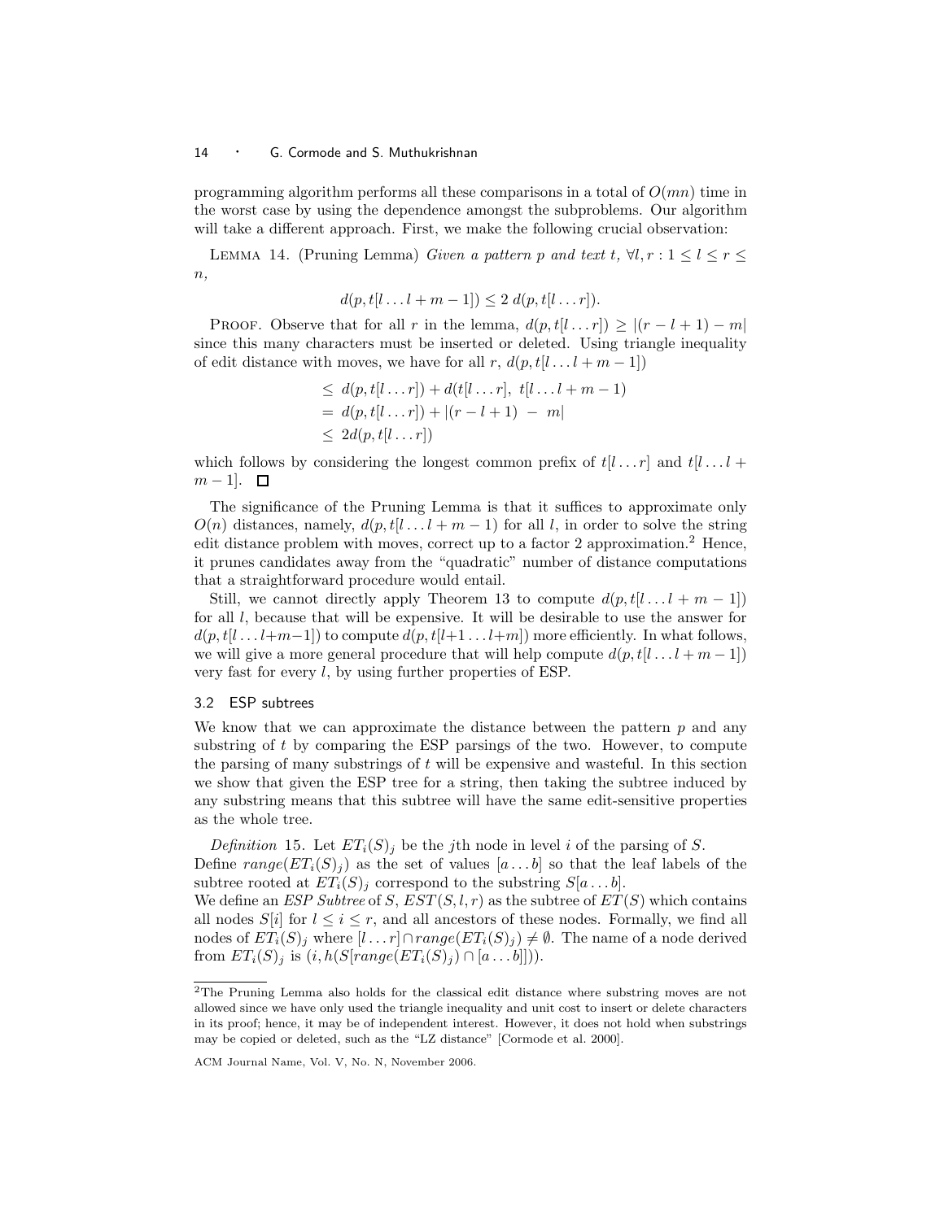programming algorithm performs all these comparisons in a total of $O(mn)$ time in the worst case by using the dependence amongst the subproblems. Our algorithm will take a different approach. First, we make the following crucial observation:

Lemma 14. (Pruning Lemma) *Given a pattern $p$ and text $t$, $\forall l, r : 1 \leq l \leq r \leq n$,*

$$d(p, t[l \ldots l + m - 1]) \leq 2\; d(p, t[l \ldots r]).$$

Proof. Observe that for all $r$ in the lemma, $d(p, t[l \ldots r]) \geq |(r - l + 1) - m|$ since this many characters must be inserted or deleted. Using triangle inequality of edit distance with moves, we have for all $r$, $d(p, t[l \ldots l + m - 1])$

$$\begin{aligned}
&\leq\; d(p, t[l \ldots r]) + d(t[l \ldots r],\; t[l \ldots l + m - 1) \\
&=\; d(p, t[l \ldots r]) + |(r - l + 1)\; -\; m| \\
&\leq\; 2d(p, t[l \ldots r])
\end{aligned}$$

which follows by considering the longest common prefix of $t[l \ldots r]$ and $t[l \ldots l + m - 1]$. □

The significance of the Pruning Lemma is that it suffices to approximate only $O(n)$ distances, namely, $d(p, t[l \ldots l + m - 1)$ for all $l$, in order to solve the string edit distance problem with moves, correct up to a factor 2 approximation.[2] Hence, it prunes candidates away from the "quadratic" number of distance computations that a straightforward procedure would entail.

Still, we cannot directly apply Theorem 13 to compute $d(p, t[l \ldots l + m - 1])$ for all $l$, because that will be expensive. It will be desirable to use the answer for $d(p, t[l \ldots l{+}m{-}1])$ to compute $d(p, t[l{+}1 \ldots l{+}m])$ more efficiently. In what follows, we will give a more general procedure that will help compute $d(p, t[l \ldots l + m - 1])$ very fast for every $l$, by using further properties of ESP.

### 3.2 ESP subtrees

We know that we can approximate the distance between the pattern $p$ and any substring of $t$ by comparing the ESP parsings of the two. However, to compute the parsing of many substrings of $t$ will be expensive and wasteful. In this section we show that given the ESP tree for a string, then taking the subtree induced by any substring means that this subtree will have the same edit-sensitive properties as the whole tree.

*Definition* 15. Let $ET_i(S)_j$ be the $j$th node in level $i$ of the parsing of $S$.
Define $range(ET_i(S)_j)$ as the set of values $[a \ldots b]$ so that the leaf labels of the subtree rooted at $ET_i(S)_j$ correspond to the substring $S[a \ldots b]$.
We define an *ESP Subtree* of $S$, $EST(S, l, r)$ as the subtree of $ET(S)$ which contains all nodes $S[i]$ for $l \leq i \leq r$, and all ancestors of these nodes. Formally, we find all nodes of $ET_i(S)_j$ where $[l \ldots r] \cap range(ET_i(S)_j) \neq \emptyset$. The name of a node derived from $ET_i(S)_j$ is $(i, h(S[range(ET_i(S)_j) \cap [a \ldots b]]))$.

---

[2]The Pruning Lemma also holds for the classical edit distance where substring moves are not allowed since we have only used the triangle inequality and unit cost to insert or delete characters in its proof; hence, it may be of independent interest. However, it does not hold when substrings may be copied or deleted, such as the "LZ distance" [Cormode et al. 2000].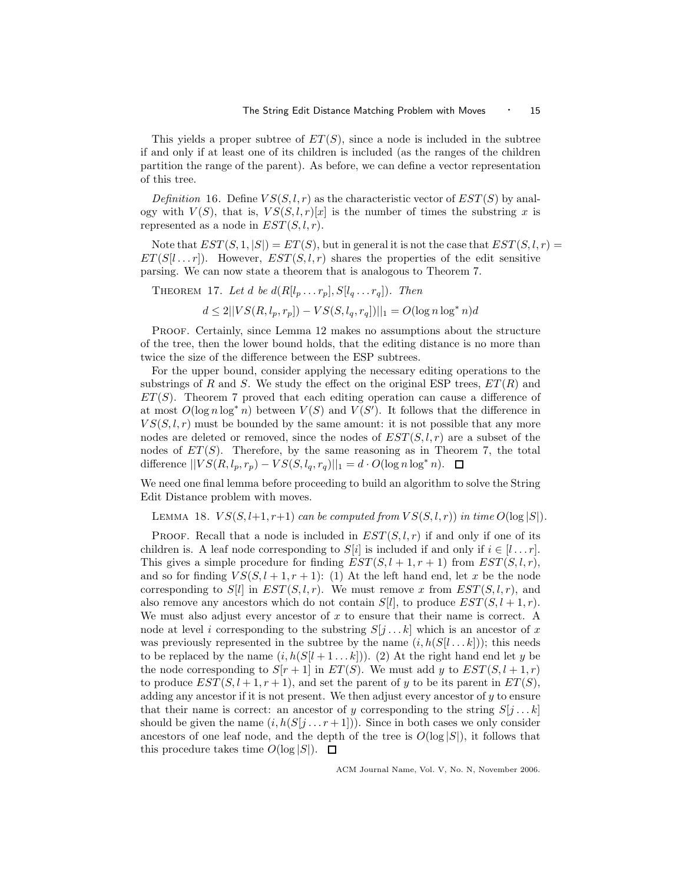This yields a proper subtree of $ET(S)$, since a node is included in the subtree if and only if at least one of its children is included (as the ranges of the children partition the range of the parent). As before, we can define a vector representation of this tree.

*Definition* 16. Define $VS(S, l, r)$ as the characteristic vector of $EST(S)$ by analogy with $V(S)$, that is, $VS(S, l, r)[x]$ is the number of times the substring $x$ is represented as a node in $EST(S, l, r)$.

Note that $EST(S, 1, |S|) = ET(S)$, but in general it is not the case that $EST(S, l, r) = ET(S[l \dots r])$. However, $EST(S, l, r)$ shares the properties of the edit sensitive parsing. We can now state a theorem that is analogous to Theorem 7.

Theorem 17. *Let $d$ be $d(R[l_p \dots r_p], S[l_q \dots r_q])$. Then*

$$d \leq 2||VS(R, l_p, r_p]) - VS(S, l_q, r_q])||_1 = O(\log n \log^* n)d$$

Proof. Certainly, since Lemma 12 makes no assumptions about the structure of the tree, then the lower bound holds, that the editing distance is no more than twice the size of the difference between the ESP subtrees.

For the upper bound, consider applying the necessary editing operations to the substrings of $R$ and $S$. We study the effect on the original ESP trees, $ET(R)$ and $ET(S)$. Theorem 7 proved that each editing operation can cause a difference of at most $O(\log n \log^* n)$ between $V(S)$ and $V(S')$. It follows that the difference in $VS(S, l, r)$ must be bounded by the same amount: it is not possible that any more nodes are deleted or removed, since the nodes of $EST(S, l, r)$ are a subset of the nodes of $ET(S)$. Therefore, by the same reasoning as in Theorem 7, the total difference $||VS(R, l_p, r_p) - VS(S, l_q, r_q)||_1 = d \cdot O(\log n \log^* n)$. □

We need one final lemma before proceeding to build an algorithm to solve the String Edit Distance problem with moves.

Lemma 18. *$VS(S, l+1, r+1)$ can be computed from $VS(S, l, r))$ in time $O(\log |S|)$.*

Proof. Recall that a node is included in $EST(S, l, r)$ if and only if one of its children is. A leaf node corresponding to $S[i]$ is included if and only if $i \in [l \dots r]$. This gives a simple procedure for finding $EST(S, l+1, r+1)$ from $EST(S, l, r)$, and so for finding $VS(S, l+1, r+1)$: (1) At the left hand end, let $x$ be the node corresponding to $S[l]$ in $EST(S, l, r)$. We must remove $x$ from $EST(S, l, r)$, and also remove any ancestors which do not contain $S[l]$, to produce $EST(S, l+1, r)$. We must also adjust every ancestor of $x$ to ensure that their name is correct. A node at level $i$ corresponding to the substring $S[j \dots k]$ which is an ancestor of $x$ was previously represented in the subtree by the name $(i, h(S[l \dots k]))$; this needs to be replaced by the name $(i, h(S[l+1 \dots k]))$. (2) At the right hand end let $y$ be the node corresponding to $S[r+1]$ in $ET(S)$. We must add $y$ to $EST(S, l+1, r)$ to produce $EST(S, l+1, r+1)$, and set the parent of $y$ to be its parent in $ET(S)$, adding any ancestor if it is not present. We then adjust every ancestor of $y$ to ensure that their name is correct: an ancestor of $y$ corresponding to the string $S[j \dots k]$ should be given the name $(i, h(S[j \dots r+1]))$. Since in both cases we only consider ancestors of one leaf node, and the depth of the tree is $O(\log |S|)$, it follows that this procedure takes time $O(\log |S|)$. □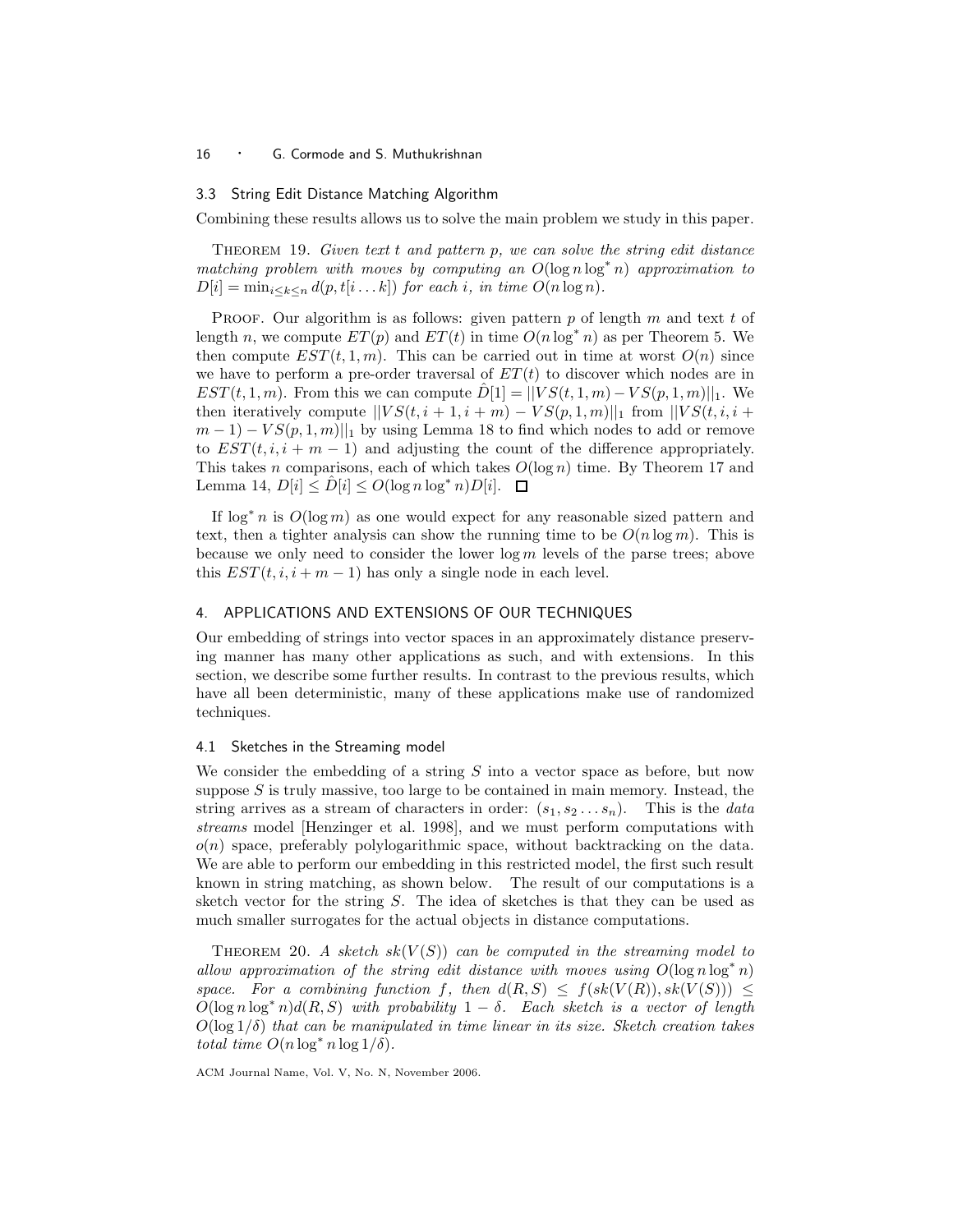### 3.3 String Edit Distance Matching Algorithm

Combining these results allows us to solve the main problem we study in this paper.

THEOREM 19. *Given text $t$ and pattern $p$, we can solve the string edit distance matching problem with moves by computing an $O(\log n \log^* n)$ approximation to $D[i] = \min_{i \le k \le n} d(p, t[i \ldots k])$ for each $i$, in time $O(n \log n)$.*

PROOF. Our algorithm is as follows: given pattern $p$ of length $m$ and text $t$ of length $n$, we compute $ET(p)$ and $ET(t)$ in time $O(n \log^* n)$ as per Theorem 5. We then compute $EST(t, 1, m)$. This can be carried out in time at worst $O(n)$ since we have to perform a pre-order traversal of $ET(t)$ to discover which nodes are in $EST(t, 1, m)$. From this we can compute $\hat{D}[1] = ||VS(t, 1, m) - VS(p, 1, m)||_1$. We then iteratively compute $||VS(t, i+1, i+m) - VS(p, 1, m)||_1$ from $||VS(t, i, i+m-1) - VS(p, 1, m)||_1$ by using Lemma 18 to find which nodes to add or remove to $EST(t, i, i+m-1)$ and adjusting the count of the difference appropriately. This takes $n$ comparisons, each of which takes $O(\log n)$ time. By Theorem 17 and Lemma 14, $D[i] \le \hat{D}[i] \le O(\log n \log^* n) D[i]$. □

If $\log^* n$ is $O(\log m)$ as one would expect for any reasonable sized pattern and text, then a tighter analysis can show the running time to be $O(n \log m)$. This is because we only need to consider the lower $\log m$ levels of the parse trees; above this $EST(t, i, i+m-1)$ has only a single node in each level.

## 4. APPLICATIONS AND EXTENSIONS OF OUR TECHNIQUES

Our embedding of strings into vector spaces in an approximately distance preserving manner has many other applications as such, and with extensions. In this section, we describe some further results. In contrast to the previous results, which have all been deterministic, many of these applications make use of randomized techniques.

### 4.1 Sketches in the Streaming model

We consider the embedding of a string $S$ into a vector space as before, but now suppose $S$ is truly massive, too large to be contained in main memory. Instead, the string arrives as a stream of characters in order: $(s_1, s_2 \ldots s_n)$. This is the *data streams* model [Henzinger et al. 1998], and we must perform computations with $o(n)$ space, preferably polylogarithmic space, without backtracking on the data. We are able to perform our embedding in this restricted model, the first such result known in string matching, as shown below. The result of our computations is a sketch vector for the string $S$. The idea of sketches is that they can be used as much smaller surrogates for the actual objects in distance computations.

THEOREM 20. *A sketch $sk(V(S))$ can be computed in the streaming model to allow approximation of the string edit distance with moves using $O(\log n \log^* n)$ space. For a combining function $f$, then $d(R, S) \le f(sk(V(R)), sk(V(S))) \le O(\log n \log^* n) d(R, S)$ with probability $1 - \delta$. Each sketch is a vector of length $O(\log 1/\delta)$ that can be manipulated in time linear in its size. Sketch creation takes total time $O(n \log^* n \log 1/\delta)$.*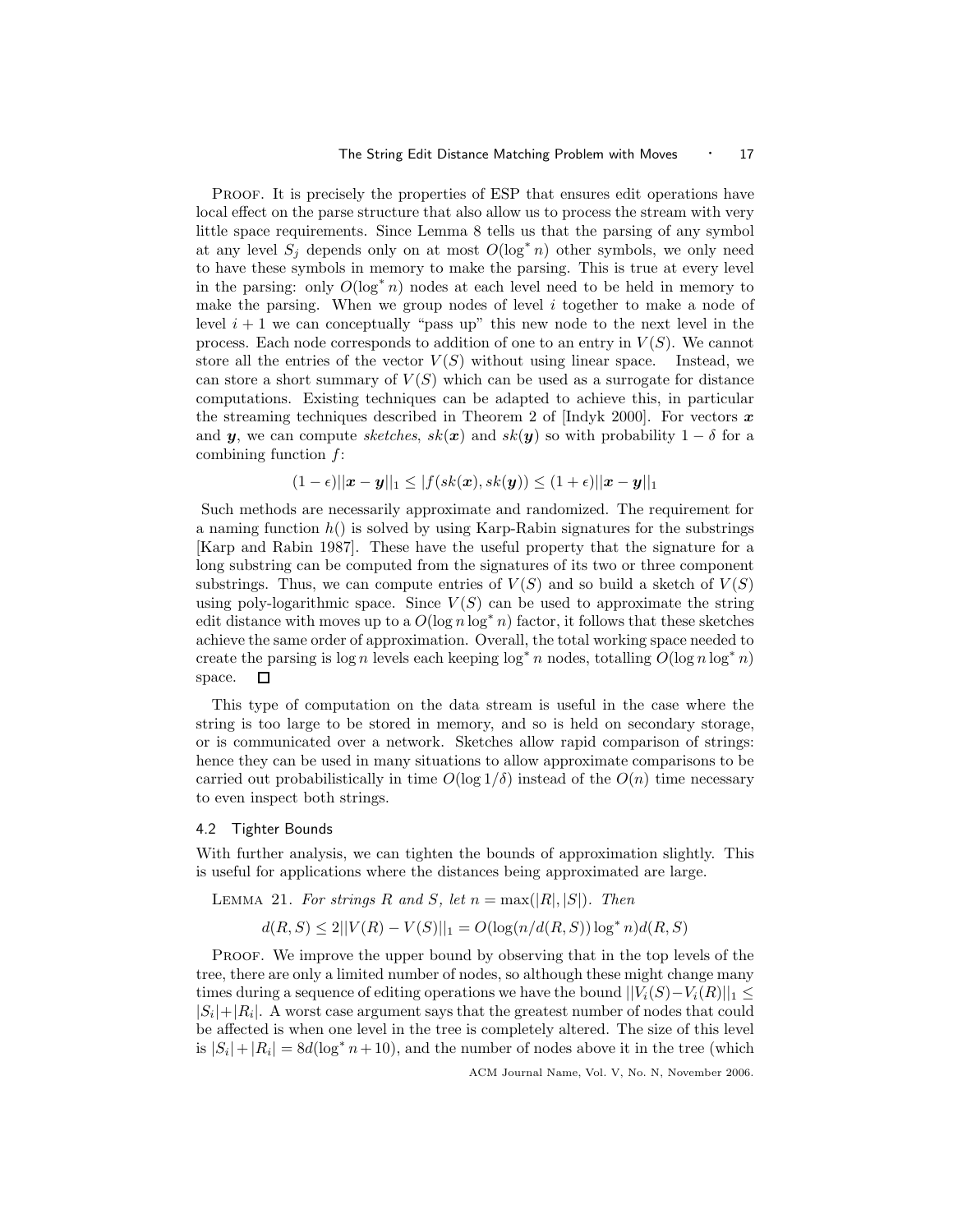PROOF. It is precisely the properties of ESP that ensures edit operations have local effect on the parse structure that also allow us to process the stream with very little space requirements. Since Lemma 8 tells us that the parsing of any symbol at any level $S_j$ depends only on at most $O(\log^* n)$ other symbols, we only need to have these symbols in memory to make the parsing. This is true at every level in the parsing: only $O(\log^* n)$ nodes at each level need to be held in memory to make the parsing. When we group nodes of level $i$ together to make a node of level $i+1$ we can conceptually "pass up" this new node to the next level in the process. Each node corresponds to addition of one to an entry in $V(S)$. We cannot store all the entries of the vector $V(S)$ without using linear space. Instead, we can store a short summary of $V(S)$ which can be used as a surrogate for distance computations. Existing techniques can be adapted to achieve this, in particular the streaming techniques described in Theorem 2 of [Indyk 2000]. For vectors $\boldsymbol{x}$ and $\boldsymbol{y}$, we can compute *sketches*, $sk(\boldsymbol{x})$ and $sk(\boldsymbol{y})$ so with probability $1-\delta$ for a combining function $f$:

$$(1-\epsilon)||\boldsymbol{x}-\boldsymbol{y}||_1 \leq |f(sk(\boldsymbol{x}), sk(\boldsymbol{y})) \leq (1+\epsilon)||\boldsymbol{x}-\boldsymbol{y}||_1$$

Such methods are necessarily approximate and randomized. The requirement for a naming function $h()$ is solved by using Karp-Rabin signatures for the substrings [Karp and Rabin 1987]. These have the useful property that the signature for a long substring can be computed from the signatures of its two or three component substrings. Thus, we can compute entries of $V(S)$ and so build a sketch of $V(S)$ using poly-logarithmic space. Since $V(S)$ can be used to approximate the string edit distance with moves up to a $O(\log n \log^* n)$ factor, it follows that these sketches achieve the same order of approximation. Overall, the total working space needed to create the parsing is $\log n$ levels each keeping $\log^* n$ nodes, totalling $O(\log n \log^* n)$ space. □

This type of computation on the data stream is useful in the case where the string is too large to be stored in memory, and so is held on secondary storage, or is communicated over a network. Sketches allow rapid comparison of strings: hence they can be used in many situations to allow approximate comparisons to be carried out probabilistically in time $O(\log 1/\delta)$ instead of the $O(n)$ time necessary to even inspect both strings.

## 4.2 Tighter Bounds

With further analysis, we can tighten the bounds of approximation slightly. This is useful for applications where the distances being approximated are large.

LEMMA 21. *For strings $R$ and $S$, let $n = \max(|R|, |S|)$. Then*

$$d(R,S) \leq 2||V(R)-V(S)||_1 = O(\log(n/d(R,S))\log^* n)d(R,S)$$

PROOF. We improve the upper bound by observing that in the top levels of the tree, there are only a limited number of nodes, so although these might change many times during a sequence of editing operations we have the bound $||V_i(S)-V_i(R)||_1 \leq |S_i|+|R_i|$. A worst case argument says that the greatest number of nodes that could be affected is when one level in the tree is completely altered. The size of this level is $|S_i|+|R_i| = 8d(\log^* n + 10)$, and the number of nodes above it in the tree (which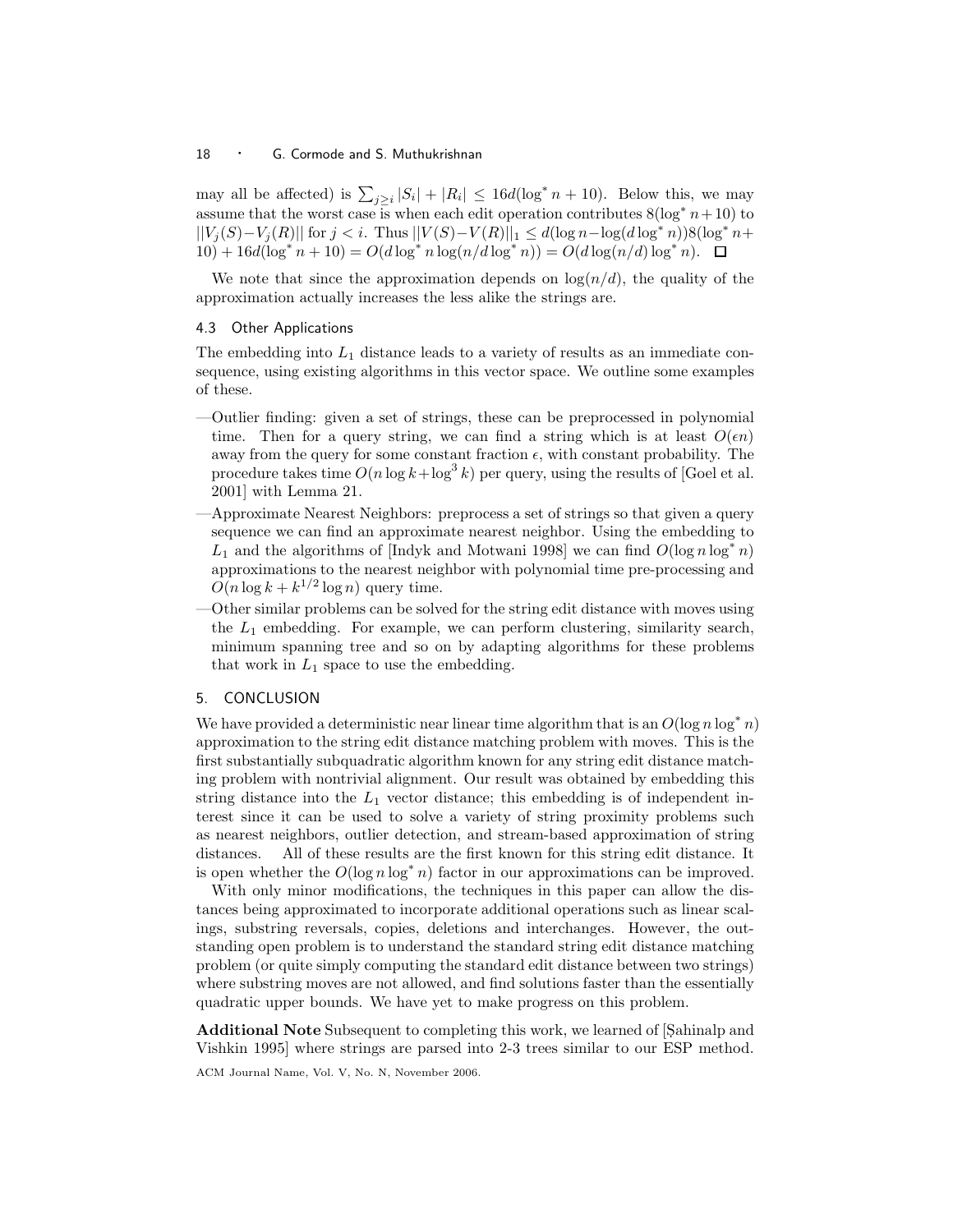may all be affected) is $\sum_{j \geq i} |S_i| + |R_i| \leq 16d(\log^* n + 10)$. Below this, we may assume that the worst case is when each edit operation contributes $8(\log^* n + 10)$ to $||V_j(S) - V_j(R)||$ for $j < i$. Thus $||V(S) - V(R)||_1 \leq d(\log n - \log(d \log^* n))8(\log^* n + 10) + 16d(\log^* n + 10) = O(d \log^* n \log(n/d \log^* n)) = O(d \log(n/d) \log^* n)$. □

We note that since the approximation depends on $\log(n/d)$, the quality of the approximation actually increases the less alike the strings are.

### 4.3 Other Applications

The embedding into $L_1$ distance leads to a variety of results as an immediate consequence, using existing algorithms in this vector space. We outline some examples of these.

—Outlier finding: given a set of strings, these can be preprocessed in polynomial time. Then for a query string, we can find a string which is at least $O(\epsilon n)$ away from the query for some constant fraction $\epsilon$, with constant probability. The procedure takes time $O(n \log k + \log^3 k)$ per query, using the results of [Goel et al. 2001] with Lemma 21.

—Approximate Nearest Neighbors: preprocess a set of strings so that given a query sequence we can find an approximate nearest neighbor. Using the embedding to $L_1$ and the algorithms of [Indyk and Motwani 1998] we can find $O(\log n \log^* n)$ approximations to the nearest neighbor with polynomial time pre-processing and $O(n \log k + k^{1/2} \log n)$ query time.

—Other similar problems can be solved for the string edit distance with moves using the $L_1$ embedding. For example, we can perform clustering, similarity search, minimum spanning tree and so on by adapting algorithms for these problems that work in $L_1$ space to use the embedding.

## 5. CONCLUSION

We have provided a deterministic near linear time algorithm that is an $O(\log n \log^* n)$ approximation to the string edit distance matching problem with moves. This is the first substantially subquadratic algorithm known for any string edit distance matching problem with nontrivial alignment. Our result was obtained by embedding this string distance into the $L_1$ vector distance; this embedding is of independent interest since it can be used to solve a variety of string proximity problems such as nearest neighbors, outlier detection, and stream-based approximation of string distances. All of these results are the first known for this string edit distance. It is open whether the $O(\log n \log^* n)$ factor in our approximations can be improved.

With only minor modifications, the techniques in this paper can allow the distances being approximated to incorporate additional operations such as linear scalings, substring reversals, copies, deletions and interchanges. However, the outstanding open problem is to understand the standard string edit distance matching problem (or quite simply computing the standard edit distance between two strings) where substring moves are not allowed, and find solutions faster than the essentially quadratic upper bounds. We have yet to make progress on this problem.

**Additional Note** Subsequent to completing this work, we learned of [Şahinalp and Vishkin 1995] where strings are parsed into 2-3 trees similar to our ESP method.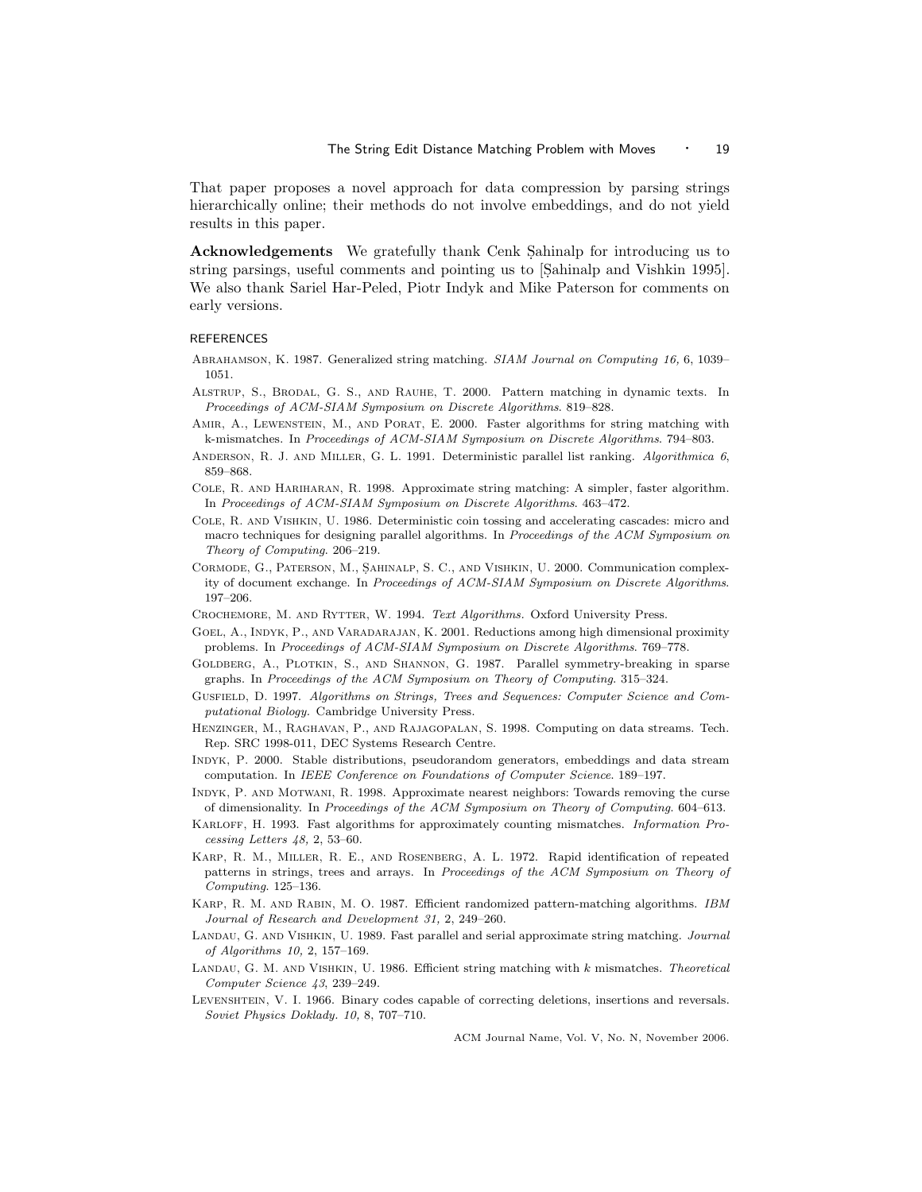That paper proposes a novel approach for data compression by parsing strings hierarchically online; their methods do not involve embeddings, and do not yield results in this paper.

**Acknowledgements** We gratefully thank Cenk Șahinalp for introducing us to string parsings, useful comments and pointing us to [Șahinalp and Vishkin 1995]. We also thank Sariel Har-Peled, Piotr Indyk and Mike Paterson for comments on early versions.

## REFERENCES

Abrahamson, K. 1987. Generalized string matching. *SIAM Journal on Computing 16,* 6, 1039–1051.

Alstrup, S., Brodal, G. S., and Rauhe, T. 2000. Pattern matching in dynamic texts. In *Proceedings of ACM-SIAM Symposium on Discrete Algorithms*. 819–828.

Amir, A., Lewenstein, M., and Porat, E. 2000. Faster algorithms for string matching with k-mismatches. In *Proceedings of ACM-SIAM Symposium on Discrete Algorithms*. 794–803.

Anderson, R. J. and Miller, G. L. 1991. Deterministic parallel list ranking. *Algorithmica 6*, 859–868.

Cole, R. and Hariharan, R. 1998. Approximate string matching: A simpler, faster algorithm. In *Proceedings of ACM-SIAM Symposium on Discrete Algorithms*. 463–472.

Cole, R. and Vishkin, U. 1986. Deterministic coin tossing and accelerating cascades: micro and macro techniques for designing parallel algorithms. In *Proceedings of the ACM Symposium on Theory of Computing*. 206–219.

Cormode, G., Paterson, M., Șahinalp, S. C., and Vishkin, U. 2000. Communication complexity of document exchange. In *Proceedings of ACM-SIAM Symposium on Discrete Algorithms*. 197–206.

Crochemore, M. and Rytter, W. 1994. *Text Algorithms.* Oxford University Press.

Goel, A., Indyk, P., and Varadarajan, K. 2001. Reductions among high dimensional proximity problems. In *Proceedings of ACM-SIAM Symposium on Discrete Algorithms*. 769–778.

Goldberg, A., Plotkin, S., and Shannon, G. 1987. Parallel symmetry-breaking in sparse graphs. In *Proceedings of the ACM Symposium on Theory of Computing*. 315–324.

Gusfield, D. 1997. *Algorithms on Strings, Trees and Sequences: Computer Science and Computational Biology.* Cambridge University Press.

Henzinger, M., Raghavan, P., and Rajagopalan, S. 1998. Computing on data streams. Tech. Rep. SRC 1998-011, DEC Systems Research Centre.

Indyk, P. 2000. Stable distributions, pseudorandom generators, embeddings and data stream computation. In *IEEE Conference on Foundations of Computer Science*. 189–197.

Indyk, P. and Motwani, R. 1998. Approximate nearest neighbors: Towards removing the curse of dimensionality. In *Proceedings of the ACM Symposium on Theory of Computing*. 604–613.

Karloff, H. 1993. Fast algorithms for approximately counting mismatches. *Information Processing Letters 48,* 2, 53–60.

Karp, R. M., Miller, R. E., and Rosenberg, A. L. 1972. Rapid identification of repeated patterns in strings, trees and arrays. In *Proceedings of the ACM Symposium on Theory of Computing*. 125–136.

Karp, R. M. and Rabin, M. O. 1987. Efficient randomized pattern-matching algorithms. *IBM Journal of Research and Development 31,* 2, 249–260.

Landau, G. and Vishkin, U. 1989. Fast parallel and serial approximate string matching. *Journal of Algorithms 10,* 2, 157–169.

Landau, G. M. and Vishkin, U. 1986. Efficient string matching with $k$ mismatches. *Theoretical Computer Science 43*, 239–249.

Levenshtein, V. I. 1966. Binary codes capable of correcting deletions, insertions and reversals. *Soviet Physics Doklady. 10,* 8, 707–710.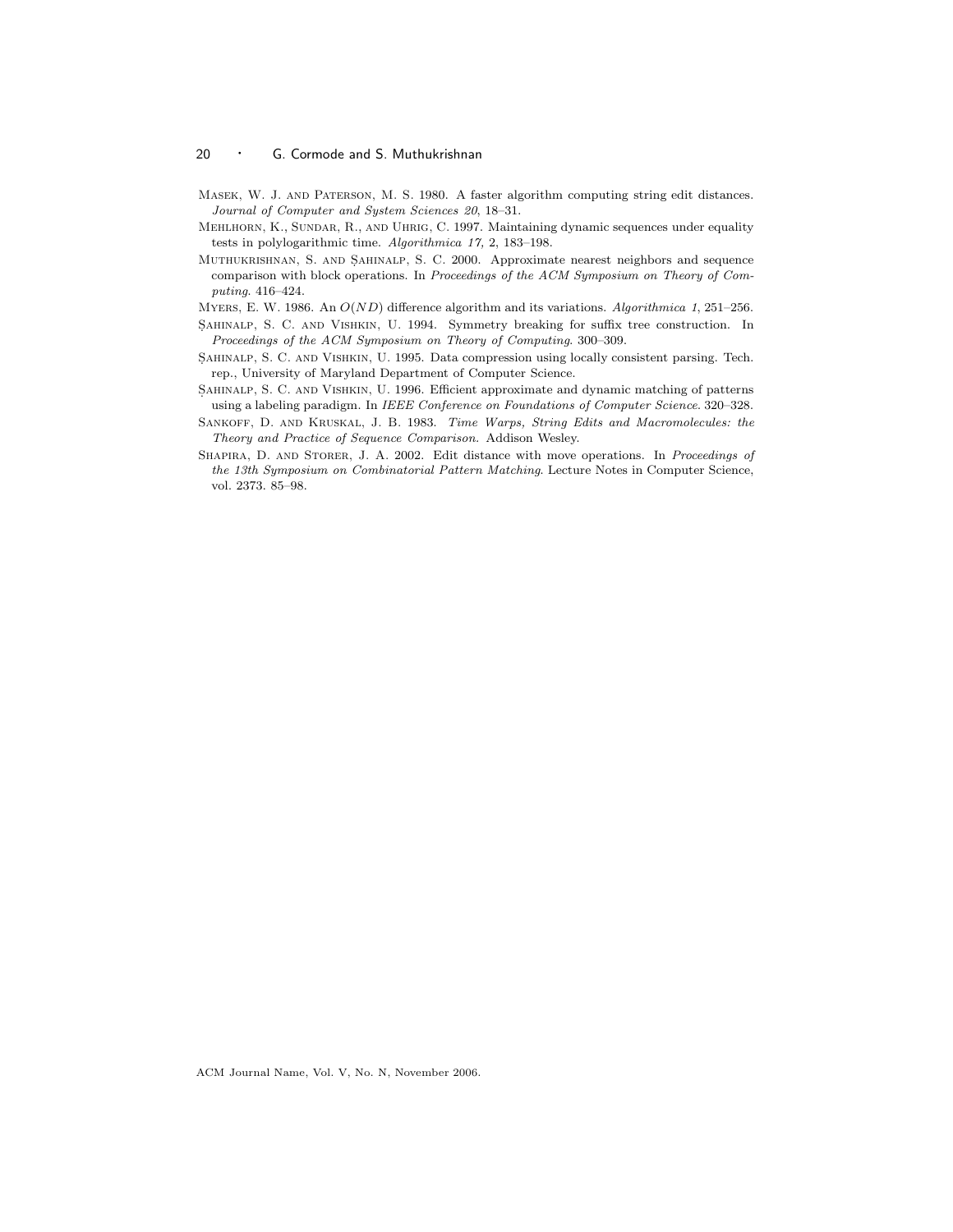Masek, W. J. and Paterson, M. S. 1980. A faster algorithm computing string edit distances. *Journal of Computer and System Sciences 20*, 18–31.

Mehlhorn, K., Sundar, R., and Uhrig, C. 1997. Maintaining dynamic sequences under equality tests in polylogarithmic time. *Algorithmica 17,* 2, 183–198.

Muthukrishnan, S. and Şahinalp, S. C. 2000. Approximate nearest neighbors and sequence comparison with block operations. In *Proceedings of the ACM Symposium on Theory of Computing*. 416–424.

Myers, E. W. 1986. An $O(ND)$ difference algorithm and its variations. *Algorithmica 1*, 251–256.

Şahinalp, S. C. and Vishkin, U. 1994. Symmetry breaking for suffix tree construction. In *Proceedings of the ACM Symposium on Theory of Computing*. 300–309.

Şahinalp, S. C. and Vishkin, U. 1995. Data compression using locally consistent parsing. Tech. rep., University of Maryland Department of Computer Science.

Şahinalp, S. C. and Vishkin, U. 1996. Efficient approximate and dynamic matching of patterns using a labeling paradigm. In *IEEE Conference on Foundations of Computer Science*. 320–328.

Sankoff, D. and Kruskal, J. B. 1983. *Time Warps, String Edits and Macromolecules: the Theory and Practice of Sequence Comparison.* Addison Wesley.

Shapira, D. and Storer, J. A. 2002. Edit distance with move operations. In *Proceedings of the 13th Symposium on Combinatorial Pattern Matching*. Lecture Notes in Computer Science, vol. 2373. 85–98.